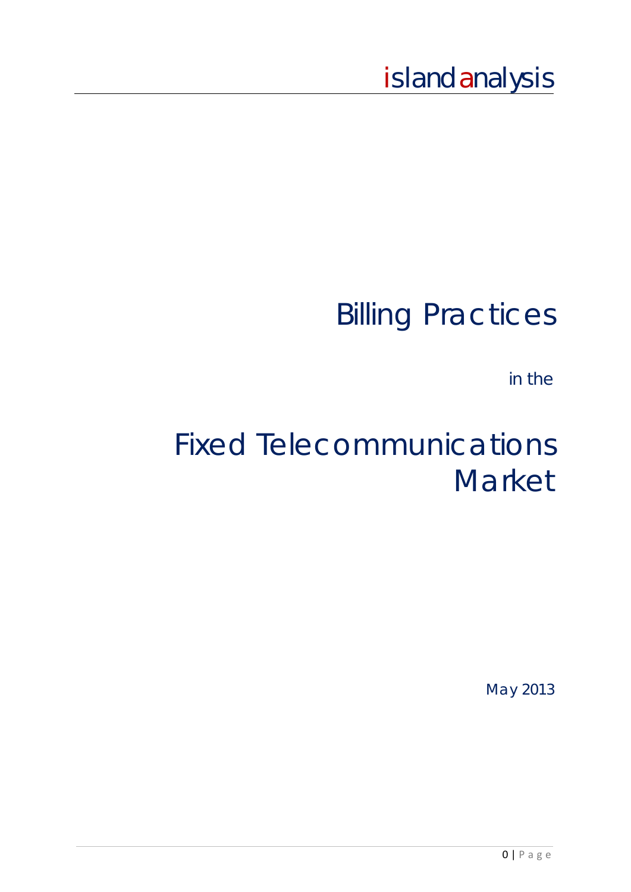island analysis

# Billing Practices

in the

# Fixed Telecommunications Market

May 2013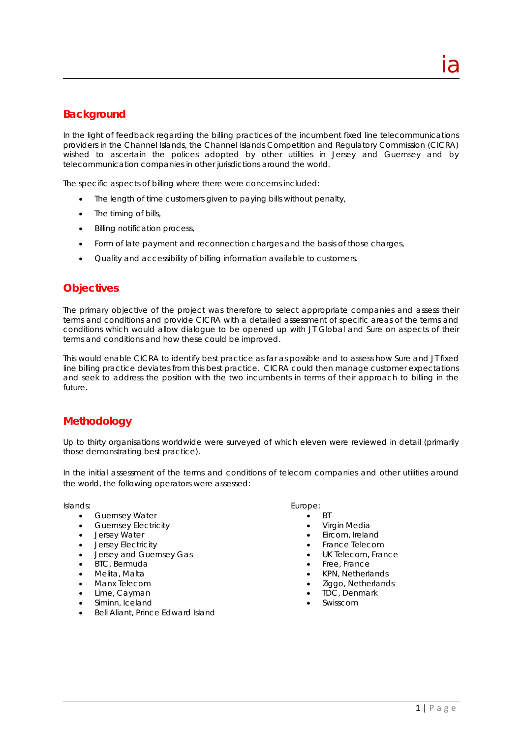## Background

In the light of feedback regarding the billing practices of the incumbent fixed line telecommunications providers in the Channel Islands, the Channel Islands Competition and Regulatory Commission (CICRA) wished to ascertain the polices adopted by other utilities in Jersey and Guernsey and by telecommunication companies in other jurisdictions around the world.

The specific aspects of billing where there were concerns included:

- The length of time customers given to paying bills without penalty,
- The timing of bills,
- Billing notification process,
- Form of late payment and reconnection charges and the basis of those charges,
- Quality and accessibility of billing information available to customers.

## Objectives

The primary objective of the project was therefore to select appropriate companies and assess their terms and conditions and provide CICRA with a detailed assessment of specific areas of the terms and conditions which would allow dialogue to be opened up with JT Global and Sure on aspects of their terms and conditions and how these could be improved.

This would enable CICRA to identify best practice as far as possible and to assess how Sure and JT fixed line billing practice deviates from this best practice. CICRA could then manage customer expectations and seek to address the position with the two incumbents in terms of their approach to billing in the future.

## Methodology

Up to thirty organisations worldwide were surveyed of which eleven were reviewed in detail (primarily those demonstrating best practice).

In the initial assessment of the terms and conditions of telecom companies and other utilities around the world, the following operators were assessed:

Islands:

- Guernsey Water
- Guernsey Electricity
- Jersey Water
- Jersey Electricity
- Jersey and Guernsey Gas
- BTC, Bermuda
- Melita, Malta
- Manx Telecom
- Lime, Cayman
- Siminn, Iceland
- Bell Aliant, Prince Edward Island

Europe:

- BT
- Virgin Media
- Eircom, Ireland
- France Telecom
- UK Telecom, France
- Free, France
- KPN, Netherlands
- Ziggo, Netherlands
- TDC, Denmark
- Swisscom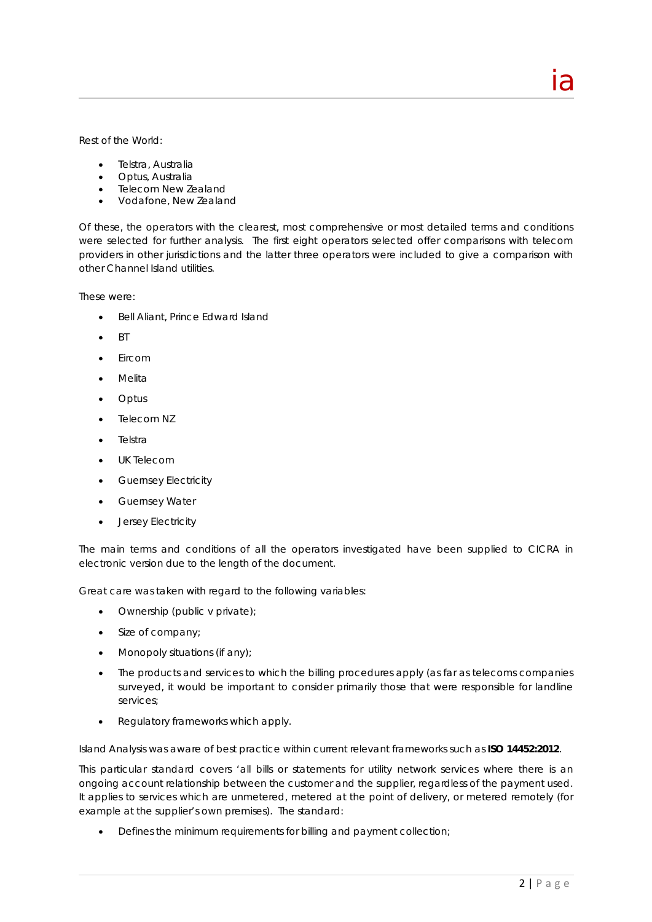Rest of the World:

- Telstra, Australia
- Optus, Australia
- Telecom New Zealand
- Vodafone, New Zealand

Of these, the operators with the clearest, most comprehensive or most detailed terms and conditions were selected for further analysis. The first eight operators selected offer comparisons with telecom providers in other jurisdictions and the latter three operators were included to give a comparison with other Channel Island utilities.

These were:

- Bell Aliant, Prince Edward Island
- BT
- Eircom
- Melita
- Optus
- Telecom NZ
- Telstra
- UK Telecom
- Guernsey Electricity
- Guernsey Water
- Jersey Electricity

The main terms and conditions of all the operators investigated have been supplied to CICRA in electronic version due to the length of the document.

Great care was taken with regard to the following variables:

- Ownership (public v private);
- Size of company;
- Monopoly situations (if any);
- The products and services to which the billing procedures apply (as far as telecoms companies surveyed, it would be important to consider primarily those that were responsible for landline services;
- Regulatory frameworks which apply.

Island Analysis was aware of best practice within current relevant frameworks such as **ISO 14452:2012**.

This particular standard covers 'all bills or statements for utility network services where there is an ongoing account relationship between the customer and the supplier, regardless of the payment used. It applies to services which are unmetered, metered at the point of delivery, or metered remotely (for example at the supplier's own premises). The standard:

- Defines the minimum requirements for billing and payment collection;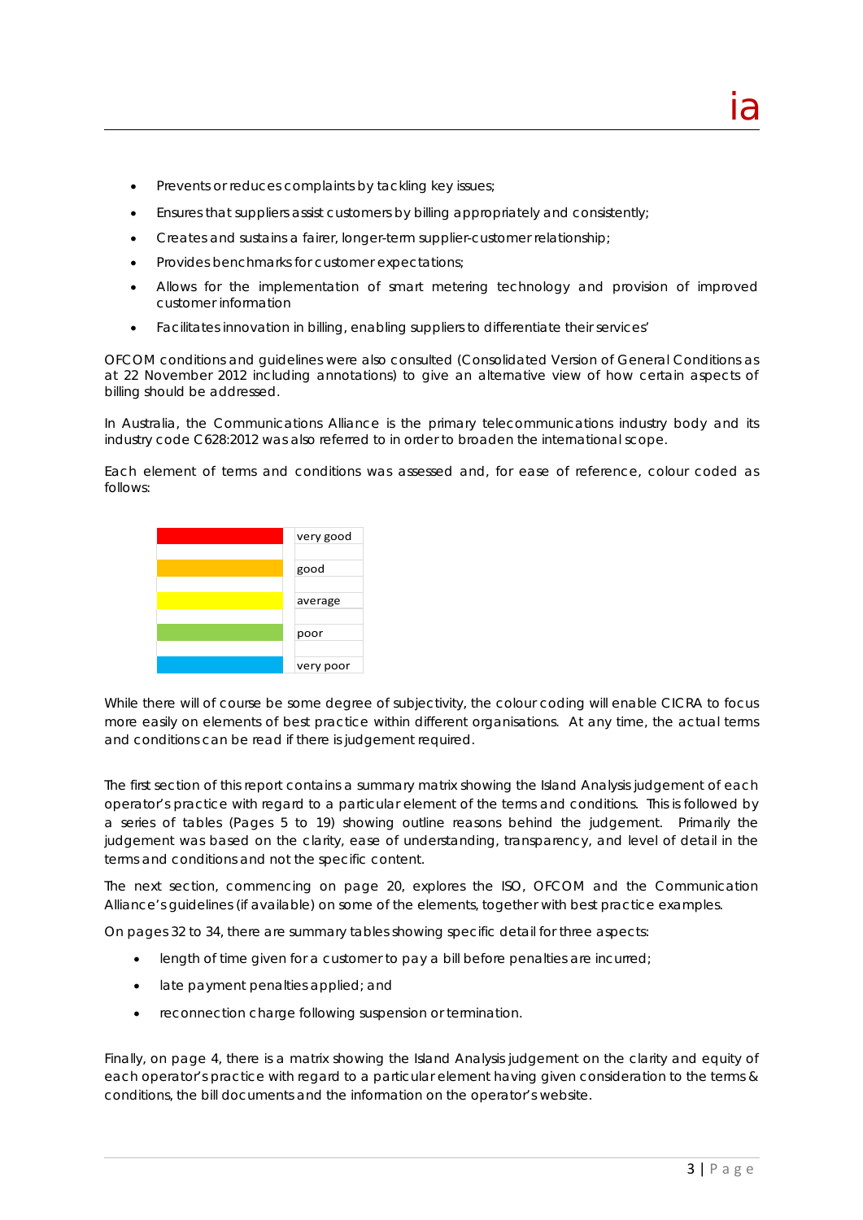- Prevents or reduces complaints by tackling key issues;
- Ensures that suppliers assist customers by billing appropriately and consistently;
- Creates and sustains a fairer, longer-term supplier-customer relationship;
- Provides benchmarks for customer expectations;
- Allows for the implementation of smart metering technology and provision of improved customer information
- Facilitates innovation in billing, enabling suppliers to differentiate their services'

OFCOM conditions and guidelines were also consulted (Consolidated Version of General Conditions as at 22 November 2012 including annotations) to give an alternative view of how certain aspects of billing should be addressed.

In Australia, the Communications Alliance is the primary telecommunications industry body and its industry code C628:2012 was also referred to in order to broaden the international scope.

Each element of terms and conditions was assessed and, for ease of reference, colour coded as follows:

| Colour | Rating |
|---|---|
| Red | very good |
| Orange | good |
| Yellow | average |
| Green | poor |
| Blue | very poor |

While there will of course be some degree of subjectivity, the colour coding will enable CICRA to focus more easily on elements of best practice within different organisations. At any time, the actual terms and conditions can be read if there is judgement required.

The first section of this report contains a summary matrix showing the Island Analysis judgement of each operator's practice with regard to a particular element of the terms and conditions. This is followed by a series of tables (Pages 5 to 19) showing outline reasons behind the judgement. Primarily the judgement was based on the clarity, ease of understanding, transparency, and level of detail in the terms and conditions and not the specific content.

The next section, commencing on page 20, explores the ISO, OFCOM and the Communication Alliance's guidelines (if available) on some of the elements, together with best practice examples.

On pages 32 to 34, there are summary tables showing specific detail for three aspects:

- length of time given for a customer to pay a bill before penalties are incurred;
- late payment penalties applied; and
- reconnection charge following suspension or termination.

Finally, on page 4, there is a matrix showing the Island Analysis judgement on the clarity and equity of each operator's practice with regard to a particular element having given consideration to the terms & conditions, the bill documents and the information on the operator's website.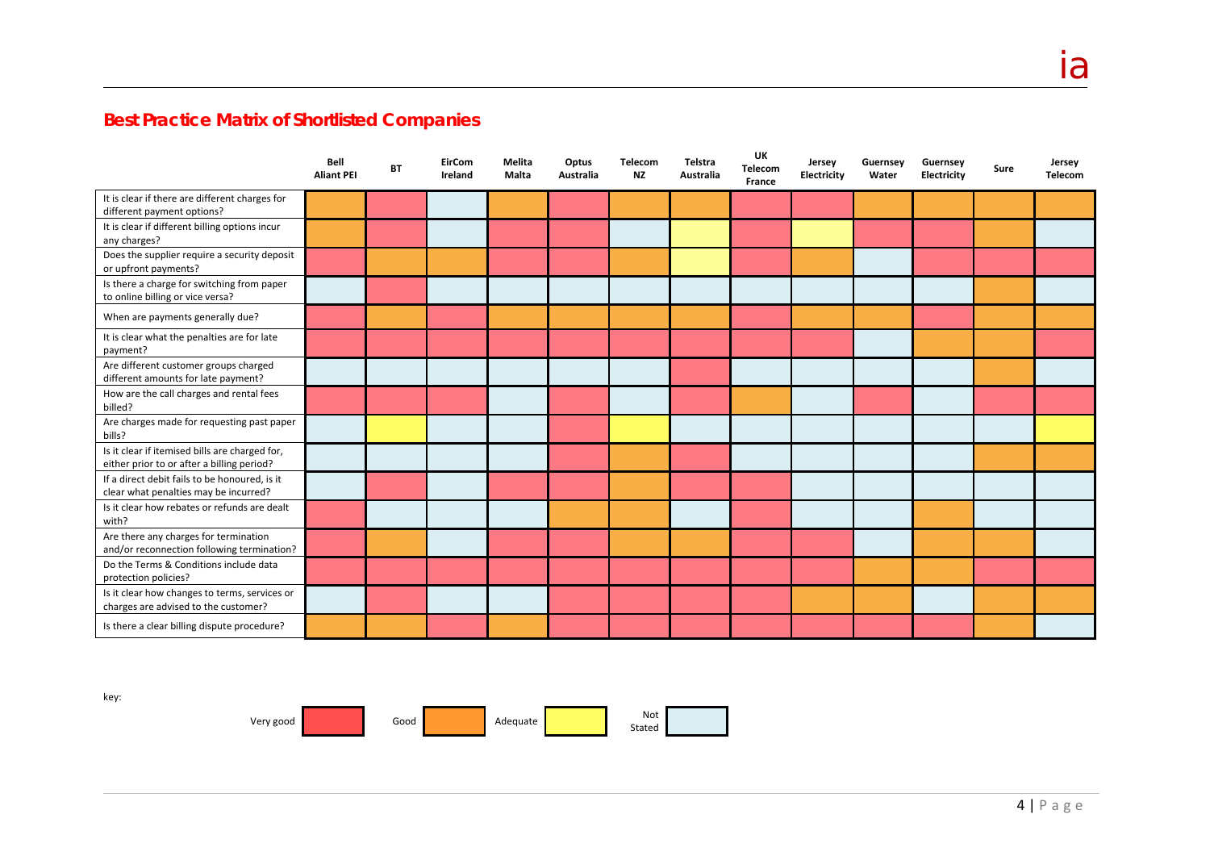## Best Practice Matrix of Shortlisted Companies

| | Bell Aliant PEI | BT | EirCom Ireland | Melita Malta | Optus Australia | Telecom NZ | Telstra Australia | UK Telecom France | Jersey Electricity | Guernsey Water | Guernsey Electricity | Sure | Jersey Telecom |
|---|---|---|---|---|---|---|---|---|---|---|---|---|---|
| It is clear if there are different charges for different payment options? | Good | Very good | Not Stated | Good | Very good | Good | Good | Very good | Very good | Good | Good | Good | Good |
| It is clear if different billing options incur any charges? | Good | Very good | Not Stated | Very good | Very good | Not Stated | Adequate | Very good | Adequate | Very good | Very good | Good | Not Stated |
| Does the supplier require a security deposit or upfront payments? | Very good | Good | Good | Very good | Very good | Good | Adequate | Very good | Good | Not Stated | Very good | Very good | Very good |
| Is there a charge for switching from paper to online billing or vice versa? | Not Stated | Very good | Not Stated | Not Stated | Not Stated | Not Stated | Not Stated | Not Stated | Not Stated | Not Stated | Not Stated | Good | Not Stated |
| When are payments generally due? | Very good | Good | Very good | Good | Good | Good | Good | Very good | Good | Good | Very good | Good | Good |
| It is clear what the penalties are for late payment? | Very good | Very good | Very good | Very good | Very good | Very good | Very good | Very good | Very good | Not Stated | Good | Good | Very good |
| Are different customer groups charged different amounts for late payment? | Not Stated | Not Stated | Not Stated | Not Stated | Not Stated | Not Stated | Very good | Not Stated | Not Stated | Not Stated | Not Stated | Good | Not Stated |
| How are the call charges and rental fees billed? | Very good | Very good | Very good | Not Stated | Very good | Not Stated | Very good | Good | Not Stated | Very good | Not Stated | Very good | Very good |
| Are charges made for requesting past paper bills? | Not Stated | Adequate | Not Stated | Not Stated | Very good | Adequate | Not Stated | Not Stated | Not Stated | Not Stated | Not Stated | Not Stated | Adequate |
| Is it clear if itemised bills are charged for, either prior to or after a billing period? | Not Stated | Not Stated | Not Stated | Not Stated | Very good | Good | Very good | Not Stated | Not Stated | Not Stated | Not Stated | Good | Good |
| If a direct debit fails to be honoured, is it clear what penalties may be incurred? | Not Stated | Very good | Not Stated | Very good | Very good | Good | Very good | Very good | Not Stated | Not Stated | Not Stated | Not Stated | Not Stated |
| Is it clear how rebates or refunds are dealt with? | Very good | Not Stated | Not Stated | Not Stated | Good | Good | Not Stated | Very good | Not Stated | Not Stated | Good | Not Stated | Not Stated |
| Are there any charges for termination and/or reconnection following termination? | Very good | Good | Not Stated | Very good | Very good | Good | Good | Very good | Very good | Not Stated | Good | Good | Not Stated |
| Do the Terms & Conditions include data protection policies? | Very good | Very good | Very good | Very good | Very good | Very good | Very good | Very good | Very good | Good | Good | Very good | Very good |
| Is it clear how changes to terms, services or charges are advised to the customer? | Not Stated | Very good | Not Stated | Not Stated | Very good | Very good | Very good | Very good | Good | Good | Not Stated | Good | Good |
| Is there a clear billing dispute procedure? | Good | Good | Very good | Good | Very good | Very good | Very good | Very good | Very good | Very good | Very good | Good | Not Stated |

key:

Very good | Good | Adequate | Not Stated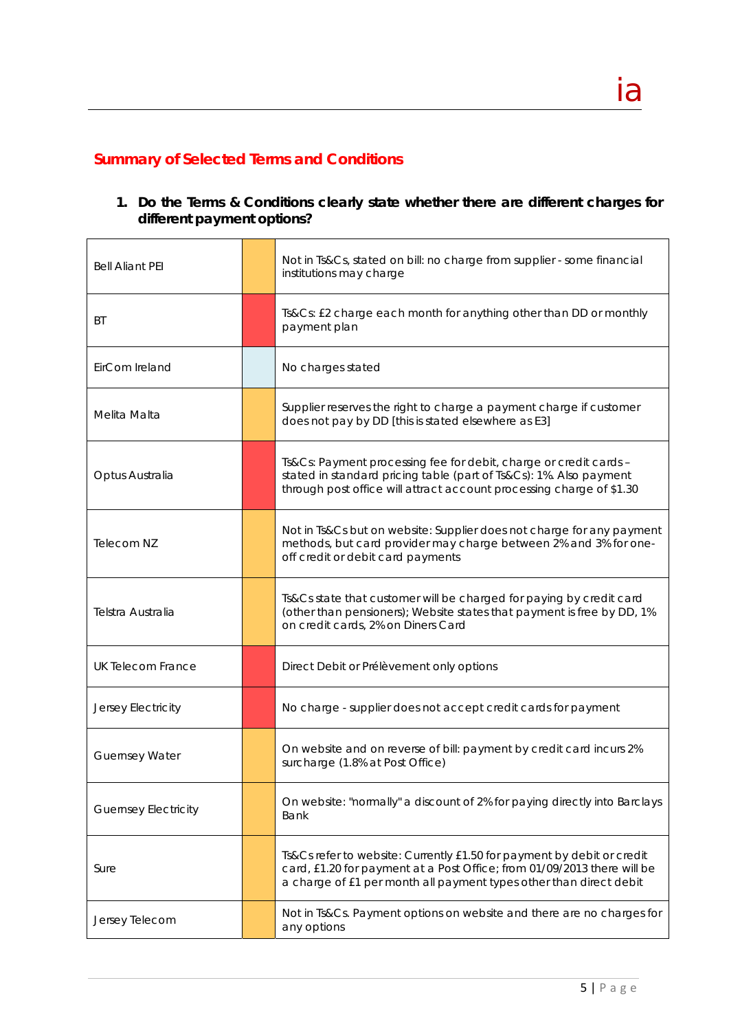## Summary of Selected Terms and Conditions

1. **Do the Terms & Conditions clearly state whether there are different charges for different payment options?**

| | | |
|---|---|---|
| Bell Aliant PEI | | Not in Ts&Cs, stated on bill: no charge from supplier - some financial institutions may charge |
| BT | | Ts&Cs: £2 charge each month for anything other than DD or monthly payment plan |
| EirCom Ireland | | No charges stated |
| Melita Malta | | Supplier reserves the right to charge a payment charge if customer does not pay by DD [this is stated elsewhere as E3] |
| Optus Australia | | Ts&Cs: Payment processing fee for debit, charge or credit cards – stated in standard pricing table (part of Ts&Cs): 1%. Also payment through post office will attract account processing charge of $1.30 |
| Telecom NZ | | Not in Ts&Cs but on website: Supplier does not charge for any payment methods, but card provider may charge between 2% and 3% for one-off credit or debit card payments |
| Telstra Australia | | Ts&Cs state that customer will be charged for paying by credit card (other than pensioners); Website states that payment is free by DD, 1% on credit cards, 2% on Diners Card |
| UK Telecom France | | Direct Debit or Prélèvement only options |
| Jersey Electricity | | No charge - supplier does not accept credit cards for payment |
| Guernsey Water | | On website and on reverse of bill: payment by credit card incurs 2% surcharge (1.8% at Post Office) |
| Guernsey Electricity | | On website: "normally" a discount of 2% for paying directly into Barclays Bank |
| Sure | | Ts&Cs refer to website: Currently £1.50 for payment by debit or credit card, £1.20 for payment at a Post Office; from 01/09/2013 there will be a charge of £1 per month all payment types other than direct debit |
| Jersey Telecom | | Not in Ts&Cs. Payment options on website and there are no charges for any options |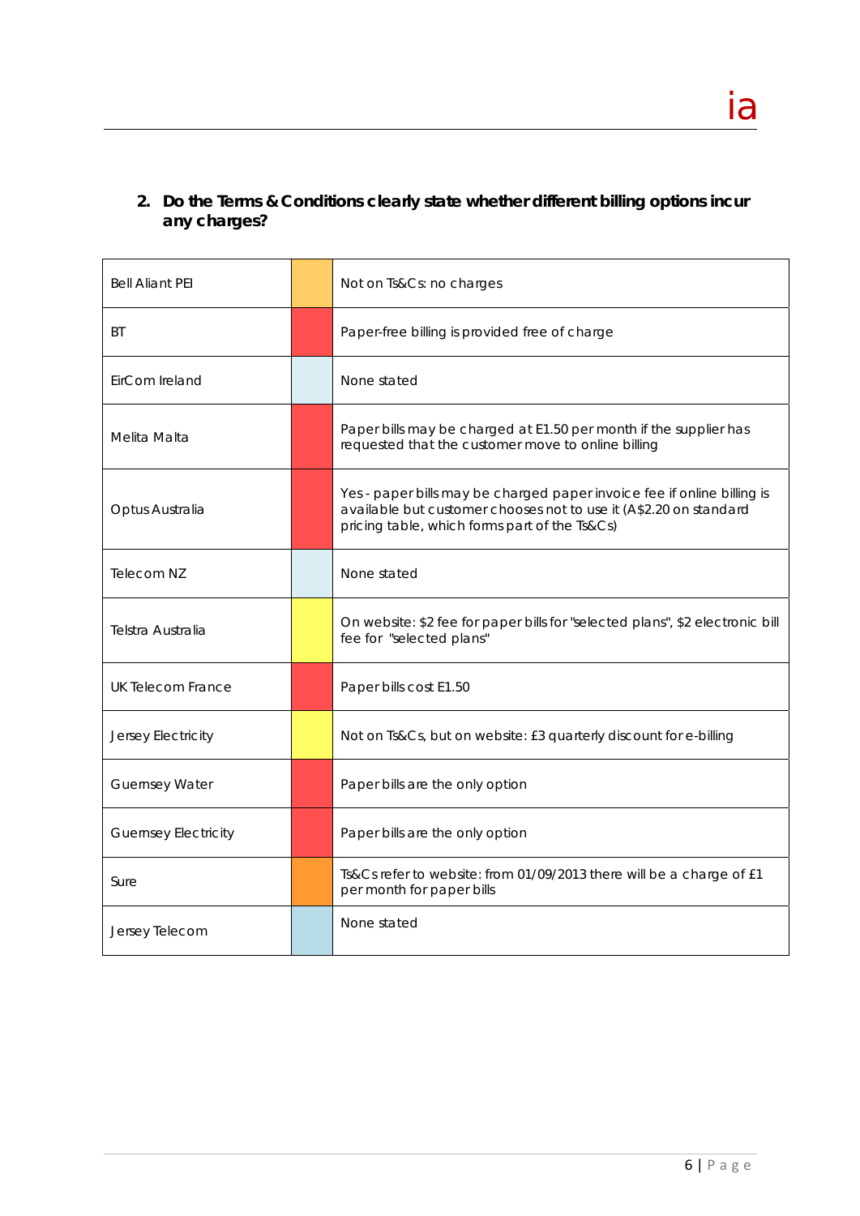## 2. Do the Terms & Conditions clearly state whether different billing options incur any charges?

| | | |
|---|---|---|
| Bell Aliant PEI | | Not on Ts&Cs: no charges |
| BT | | Paper-free billing is provided free of charge |
| EirCom Ireland | | None stated |
| Melita Malta | | Paper bills may be charged at E1.50 per month if the supplier has requested that the customer move to online billing |
| Optus Australia | | Yes - paper bills may be charged paper invoice fee if online billing is available but customer chooses not to use it (A$2.20 on standard pricing table, which forms part of the Ts&Cs) |
| Telecom NZ | | None stated |
| Telstra Australia | | On website: $2 fee for paper bills for "selected plans", $2 electronic bill fee for "selected plans" |
| UK Telecom France | | Paper bills cost E1.50 |
| Jersey Electricity | | Not on Ts&Cs, but on website: £3 quarterly discount for e-billing |
| Guernsey Water | | Paper bills are the only option |
| Guernsey Electricity | | Paper bills are the only option |
| Sure | | Ts&Cs refer to website: from 01/09/2013 there will be a charge of £1 per month for paper bills |
| Jersey Telecom | | None stated |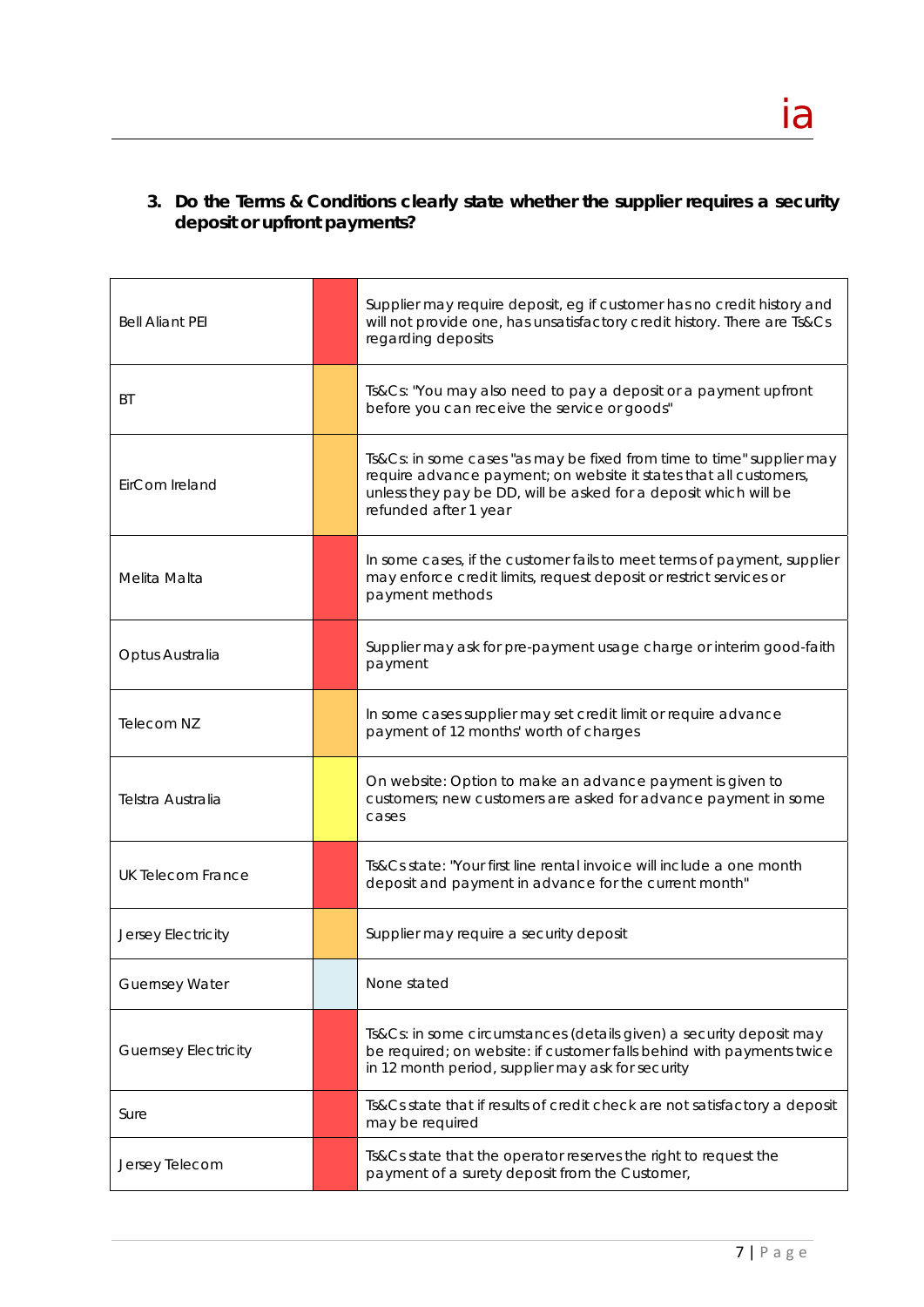### 3. Do the Terms & Conditions clearly state whether the supplier requires a security deposit or upfront payments?

| | | |
|---|---|---|
| Bell Aliant PEI | | Supplier may require deposit, eg if customer has no credit history and will not provide one, has unsatisfactory credit history. There are Ts&Cs regarding deposits |
| BT | | Ts&Cs: "You may also need to pay a deposit or a payment upfront before you can receive the service or goods" |
| EirCom Ireland | | Ts&Cs: in some cases "as may be fixed from time to time" supplier may require advance payment; on website it states that all customers, unless they pay be DD, will be asked for a deposit which will be refunded after 1 year |
| Melita Malta | | In some cases, if the customer fails to meet terms of payment, supplier may enforce credit limits, request deposit or restrict services or payment methods |
| Optus Australia | | Supplier may ask for pre-payment usage charge or interim good-faith payment |
| Telecom NZ | | In some cases supplier may set credit limit or require advance payment of 12 months' worth of charges |
| Telstra Australia | | On website: Option to make an advance payment is given to customers; new customers are asked for advance payment in some cases |
| UK Telecom France | | Ts&Cs state: "Your first line rental invoice will include a one month deposit and payment in advance for the current month" |
| Jersey Electricity | | Supplier may require a security deposit |
| Guernsey Water | | None stated |
| Guernsey Electricity | | Ts&Cs: in some circumstances (details given) a security deposit may be required; on website: if customer falls behind with payments twice in 12 month period, supplier may ask for security |
| Sure | | Ts&Cs state that if results of credit check are not satisfactory a deposit may be required |
| Jersey Telecom | | Ts&Cs state that the operator reserves the right to request the payment of a surety deposit from the Customer, |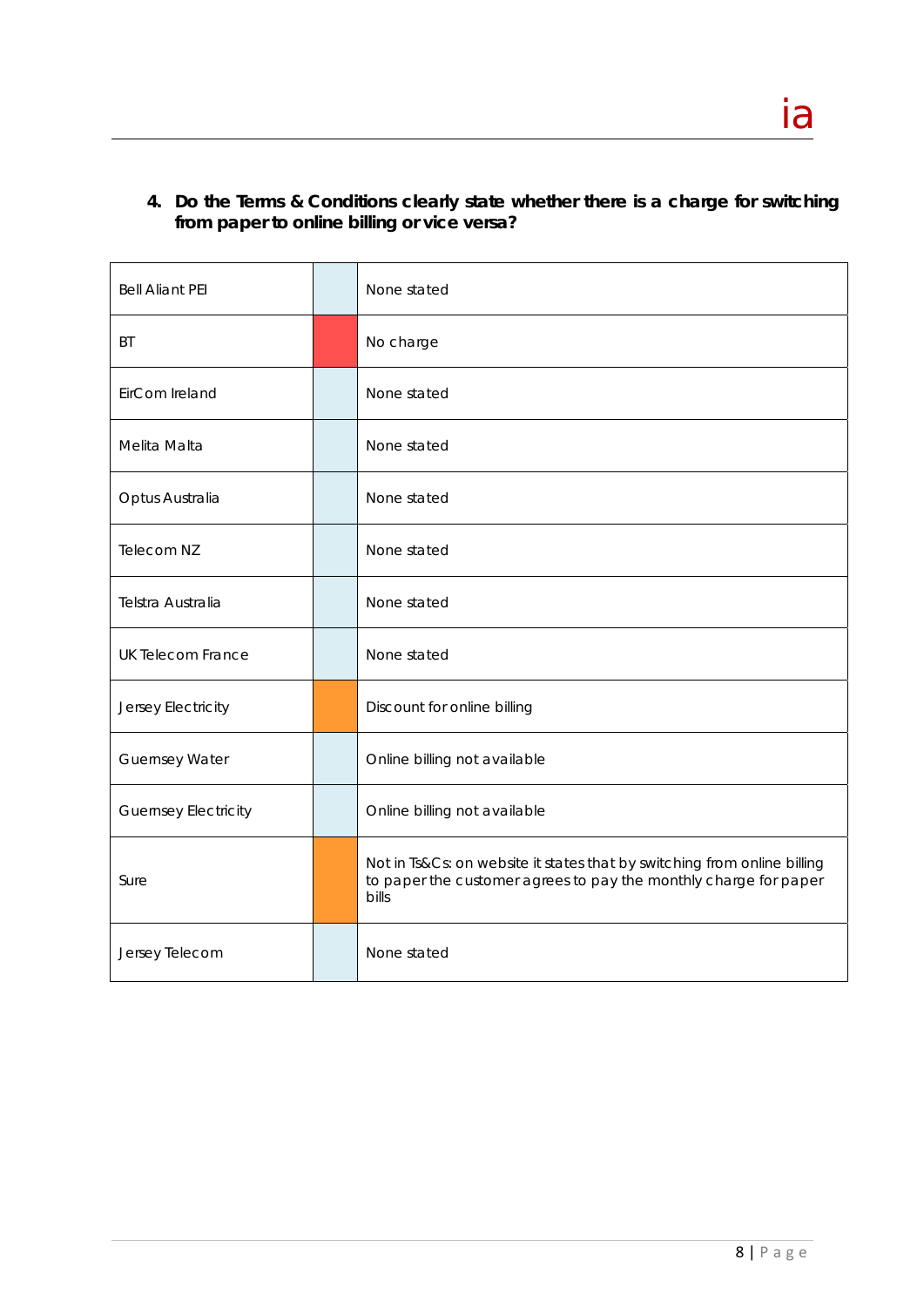4. **Do the Terms & Conditions clearly state whether there is a charge for switching from paper to online billing or vice versa?**

| | | |
|---|---|---|
| Bell Aliant PEI | | None stated |
| BT | | No charge |
| EirCom Ireland | | None stated |
| Melita Malta | | None stated |
| Optus Australia | | None stated |
| Telecom NZ | | None stated |
| Telstra Australia | | None stated |
| UK Telecom France | | None stated |
| Jersey Electricity | | Discount for online billing |
| Guernsey Water | | Online billing not available |
| Guernsey Electricity | | Online billing not available |
| Sure | | Not in Ts&Cs: on website it states that by switching from online billing to paper the customer agrees to pay the monthly charge for paper bills |
| Jersey Telecom | | None stated |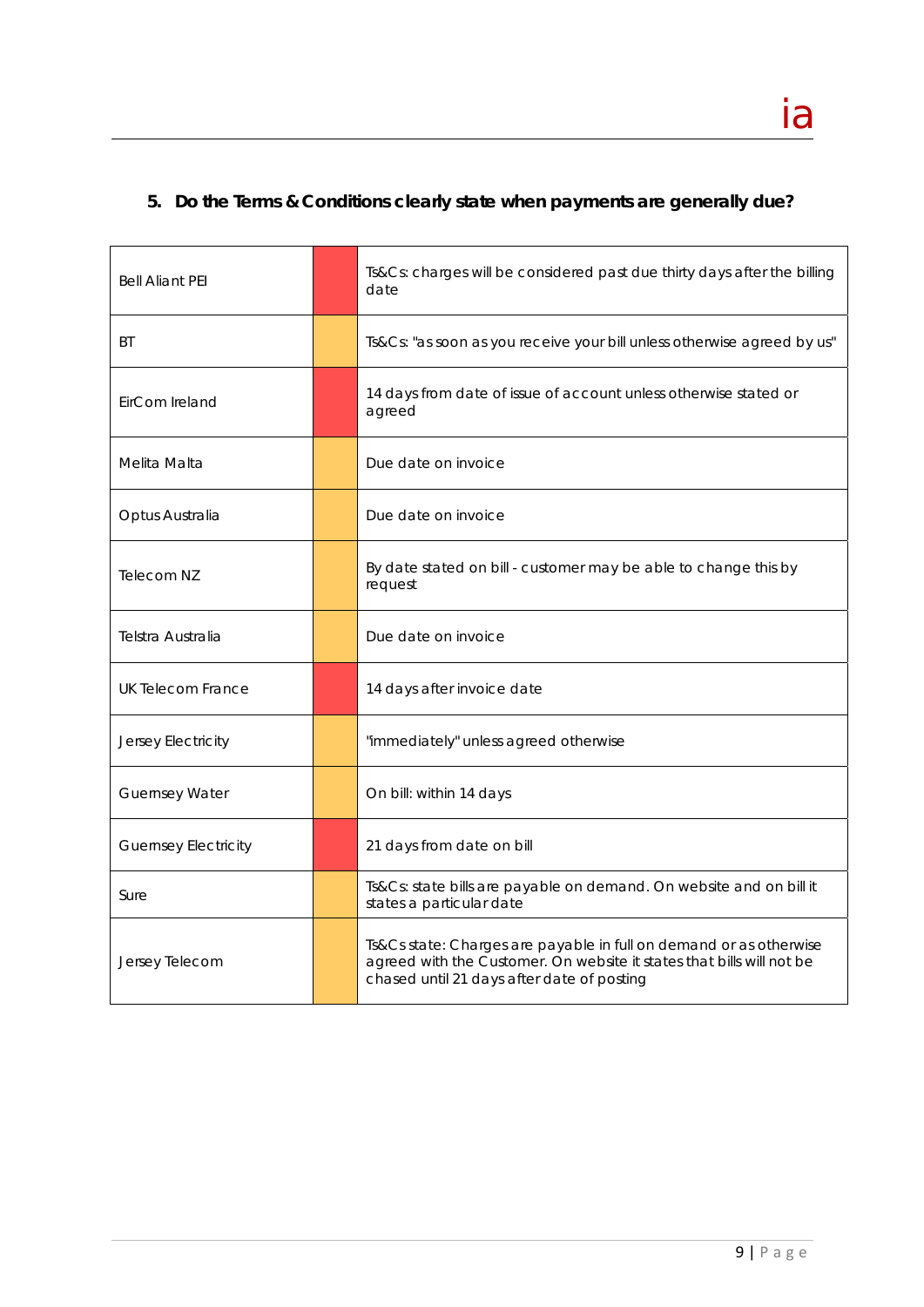### 5. Do the Terms & Conditions clearly state when payments are generally due?

| | | |
|---|---|---|
| Bell Aliant PEI | | Ts&Cs: charges will be considered past due thirty days after the billing date |
| BT | | Ts&Cs: "as soon as you receive your bill unless otherwise agreed by us" |
| EirCom Ireland | | 14 days from date of issue of account unless otherwise stated or agreed |
| Melita Malta | | Due date on invoice |
| Optus Australia | | Due date on invoice |
| Telecom NZ | | By date stated on bill - customer may be able to change this by request |
| Telstra Australia | | Due date on invoice |
| UK Telecom France | | 14 days after invoice date |
| Jersey Electricity | | "immediately" unless agreed otherwise |
| Guernsey Water | | On bill: within 14 days |
| Guernsey Electricity | | 21 days from date on bill |
| Sure | | Ts&Cs: state bills are payable on demand. On website and on bill it states a particular date |
| Jersey Telecom | | Ts&Cs state: Charges are payable in full on demand or as otherwise agreed with the Customer. On website it states that bills will not be chased until 21 days after date of posting |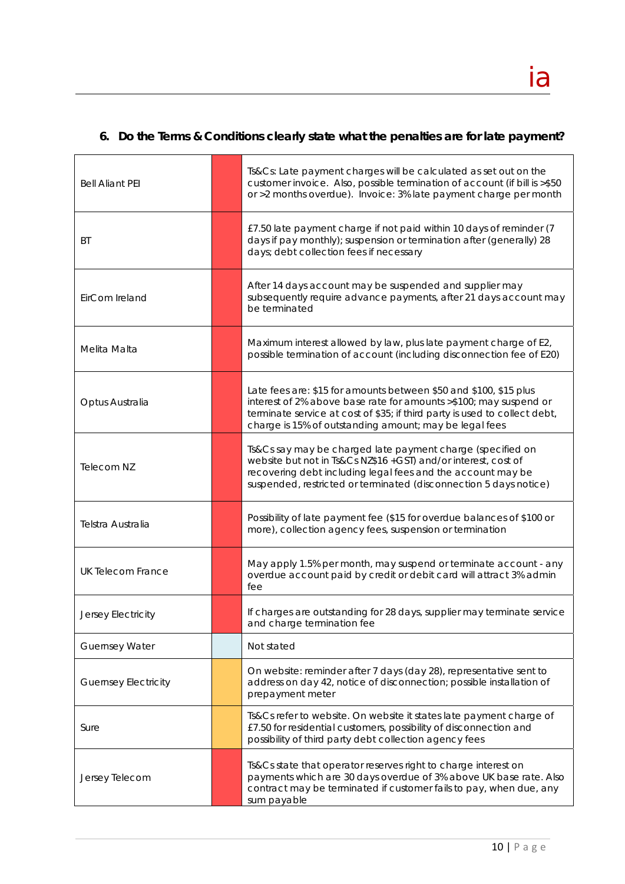## 6. Do the Terms & Conditions clearly state what the penalties are for late payment?

| | | |
|---|---|---|
| Bell Aliant PEI | | Ts&Cs: Late payment charges will be calculated as set out on the customer invoice. Also, possible termination of account (if bill is >$50 or >2 months overdue). Invoice: 3% late payment charge per month |
| BT | | £7.50 late payment charge if not paid within 10 days of reminder (7 days if pay monthly); suspension or termination after (generally) 28 days; debt collection fees if necessary |
| EirCom Ireland | | After 14 days account may be suspended and supplier may subsequently require advance payments, after 21 days account may be terminated |
| Melita Malta | | Maximum interest allowed by law, plus late payment charge of E2, possible termination of account (including disconnection fee of E20) |
| Optus Australia | | Late fees are: $15 for amounts between $50 and $100, $15 plus interest of 2% above base rate for amounts >$100; may suspend or terminate service at cost of $35; if third party is used to collect debt, charge is 15% of outstanding amount; may be legal fees |
| Telecom NZ | | Ts&Cs say may be charged late payment charge (specified on website but not in Ts&Cs NZ$16 +GST) and/or interest, cost of recovering debt including legal fees and the account may be suspended, restricted or terminated (disconnection 5 days notice) |
| Telstra Australia | | Possibility of late payment fee ($15 for overdue balances of $100 or more), collection agency fees, suspension or termination |
| UK Telecom France | | May apply 1.5% per month, may suspend or terminate account - any overdue account paid by credit or debit card will attract 3% admin fee |
| Jersey Electricity | | If charges are outstanding for 28 days, supplier may terminate service and charge termination fee |
| Guernsey Water | | Not stated |
| Guernsey Electricity | | On website: reminder after 7 days (day 28), representative sent to address on day 42, notice of disconnection; possible installation of prepayment meter |
| Sure | | Ts&Cs refer to website. On website it states late payment charge of £7.50 for residential customers, possibility of disconnection and possibility of third party debt collection agency fees |
| Jersey Telecom | | Ts&Cs state that operator reserves right to charge interest on payments which are 30 days overdue of 3% above UK base rate. Also contract may be terminated if customer fails to pay, when due, any sum payable |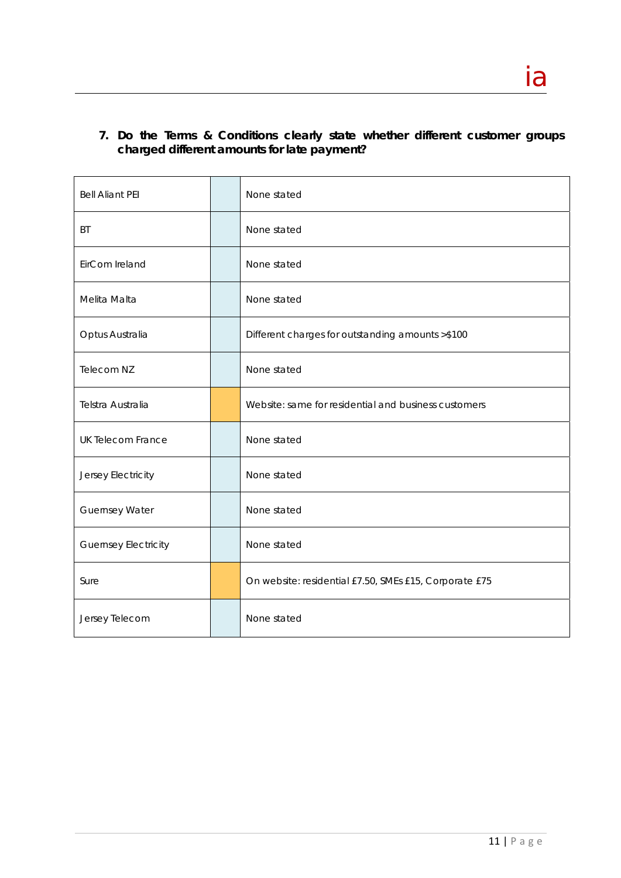7. **Do the Terms & Conditions clearly state whether different customer groups charged different amounts for late payment?**

| | | |
|---|---|---|
| Bell Aliant PEI | | None stated |
| BT | | None stated |
| EirCom Ireland | | None stated |
| Melita Malta | | None stated |
| Optus Australia | | Different charges for outstanding amounts >$100 |
| Telecom NZ | | None stated |
| Telstra Australia | | Website: same for residential and business customers |
| UK Telecom France | | None stated |
| Jersey Electricity | | None stated |
| Guernsey Water | | None stated |
| Guernsey Electricity | | None stated |
| Sure | | On website: residential £7.50, SMEs £15, Corporate £75 |
| Jersey Telecom | | None stated |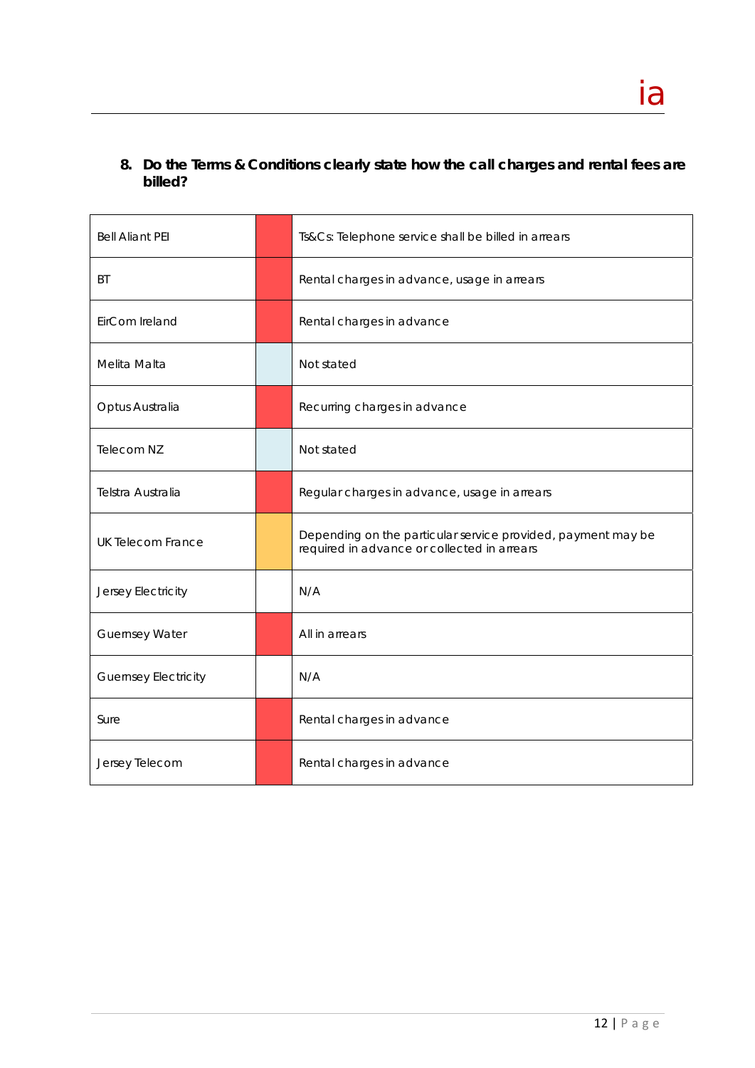**8. Do the Terms & Conditions clearly state how the call charges and rental fees are billed?**

| | | |
|---|---|---|
| Bell Aliant PEI | | Ts&Cs: Telephone service shall be billed in arrears |
| BT | | Rental charges in advance, usage in arrears |
| EirCom Ireland | | Rental charges in advance |
| Melita Malta | | Not stated |
| Optus Australia | | Recurring charges in advance |
| Telecom NZ | | Not stated |
| Telstra Australia | | Regular charges in advance, usage in arrears |
| UK Telecom France | | Depending on the particular service provided, payment may be required in advance or collected in arrears |
| Jersey Electricity | | N/A |
| Guernsey Water | | All in arrears |
| Guernsey Electricity | | N/A |
| Sure | | Rental charges in advance |
| Jersey Telecom | | Rental charges in advance |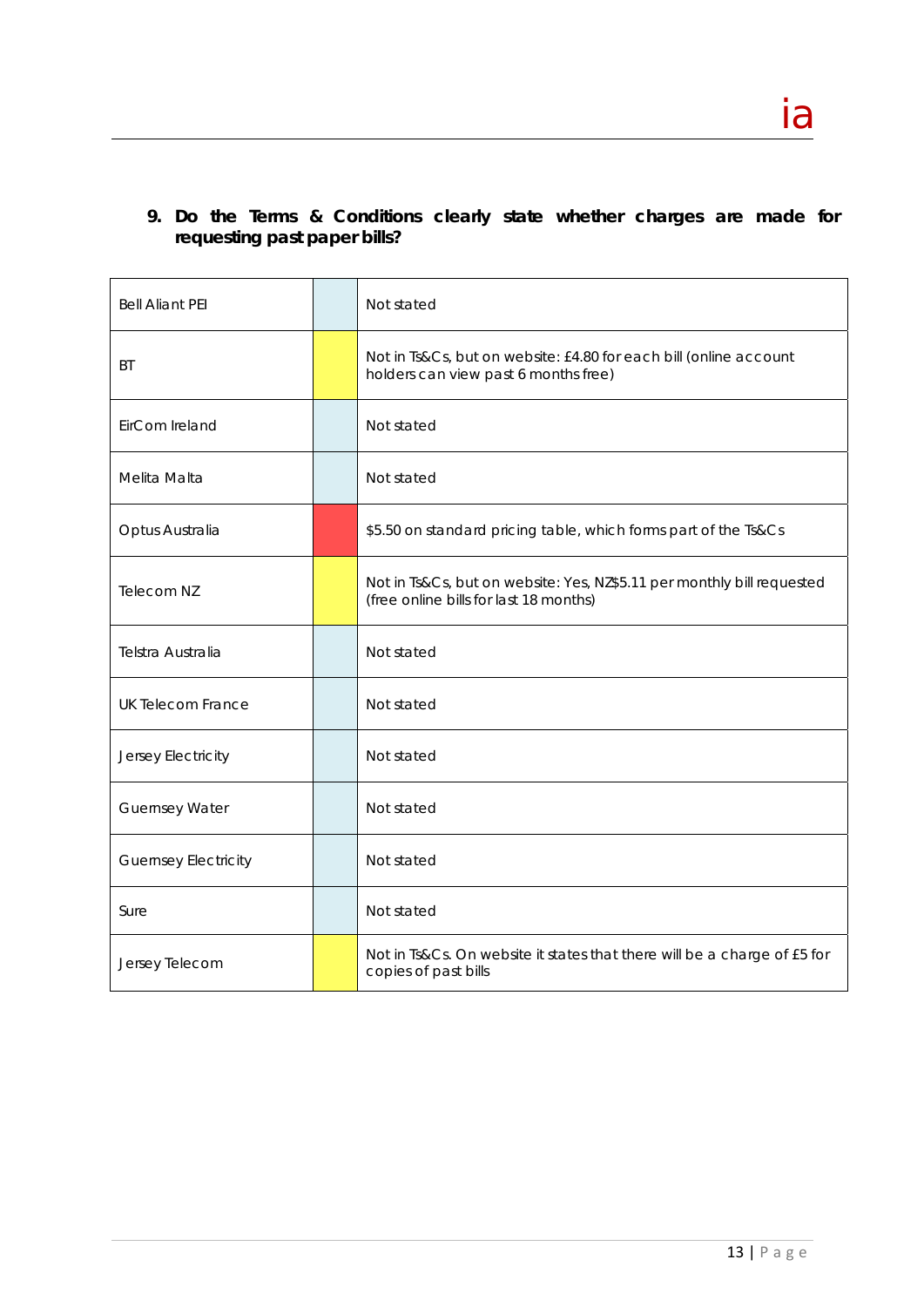9. **Do the Terms & Conditions clearly state whether charges are made for requesting past paper bills?**

| | | |
|---|---|---|
| Bell Aliant PEI | | Not stated |
| BT | | Not in Ts&Cs, but on website: £4.80 for each bill (online account holders can view past 6 months free) |
| EirCom Ireland | | Not stated |
| Melita Malta | | Not stated |
| Optus Australia | | $5.50 on standard pricing table, which forms part of the Ts&Cs |
| Telecom NZ | | Not in Ts&Cs, but on website: Yes, NZ$5.11 per monthly bill requested (free online bills for last 18 months) |
| Telstra Australia | | Not stated |
| UK Telecom France | | Not stated |
| Jersey Electricity | | Not stated |
| Guernsey Water | | Not stated |
| Guernsey Electricity | | Not stated |
| Sure | | Not stated |
| Jersey Telecom | | Not in Ts&Cs. On website it states that there will be a charge of £5 for copies of past bills |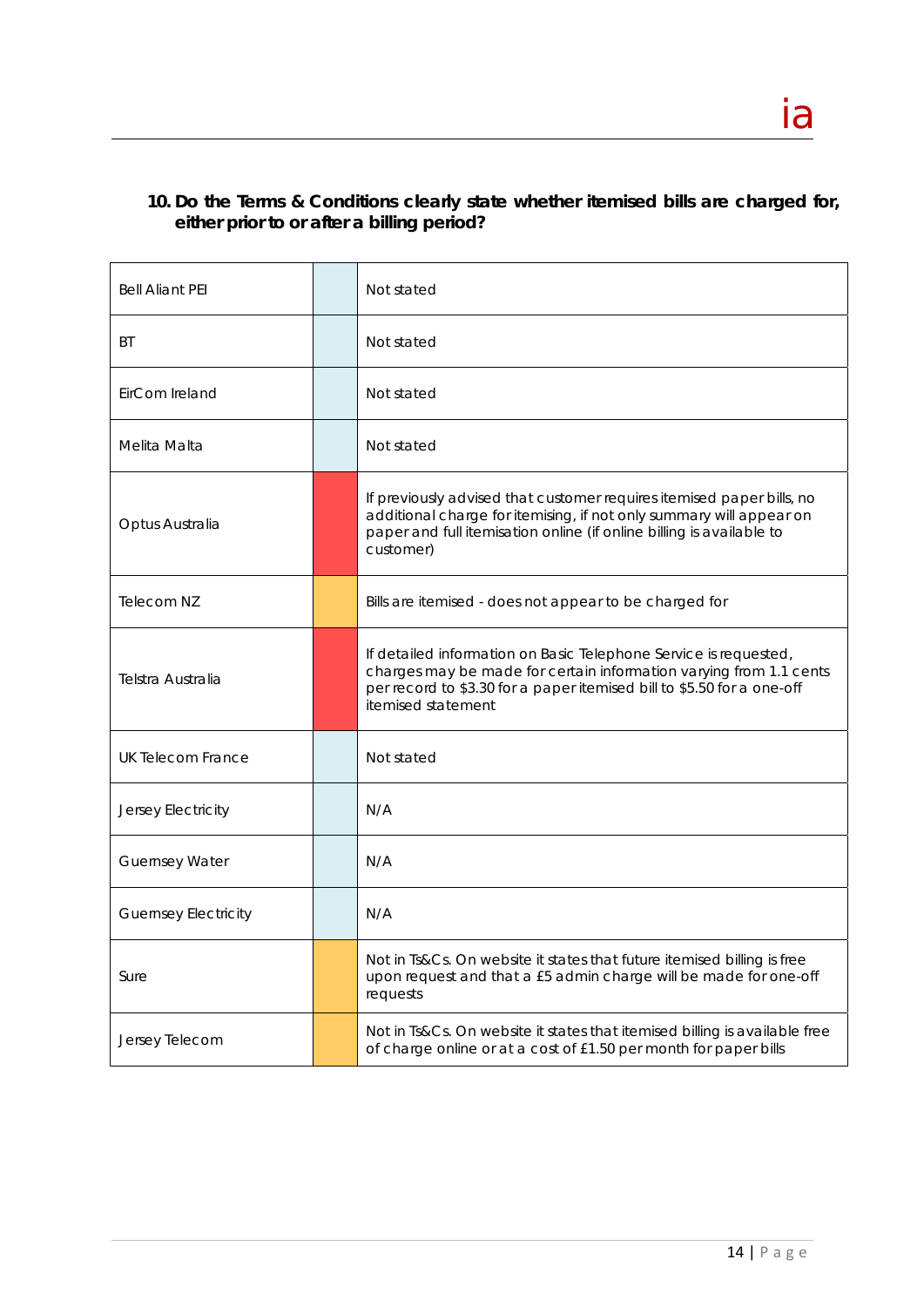### 10. Do the Terms & Conditions clearly state whether itemised bills are charged for, either prior to or after a billing period?

| | | |
|---|---|---|
| Bell Aliant PEI | | Not stated |
| BT | | Not stated |
| EirCom Ireland | | Not stated |
| Melita Malta | | Not stated |
| Optus Australia | | If previously advised that customer requires itemised paper bills, no additional charge for itemising, if not only summary will appear on paper and full itemisation online (if online billing is available to customer) |
| Telecom NZ | | Bills are itemised - does not appear to be charged for |
| Telstra Australia | | If detailed information on Basic Telephone Service is requested, charges may be made for certain information varying from 1.1 cents per record to \$3.30 for a paper itemised bill to \$5.50 for a one-off itemised statement |
| UK Telecom France | | Not stated |
| Jersey Electricity | | N/A |
| Guernsey Water | | N/A |
| Guernsey Electricity | | N/A |
| Sure | | Not in Ts&Cs. On website it states that future itemised billing is free upon request and that a £5 admin charge will be made for one-off requests |
| Jersey Telecom | | Not in Ts&Cs. On website it states that itemised billing is available free of charge online or at a cost of £1.50 per month for paper bills |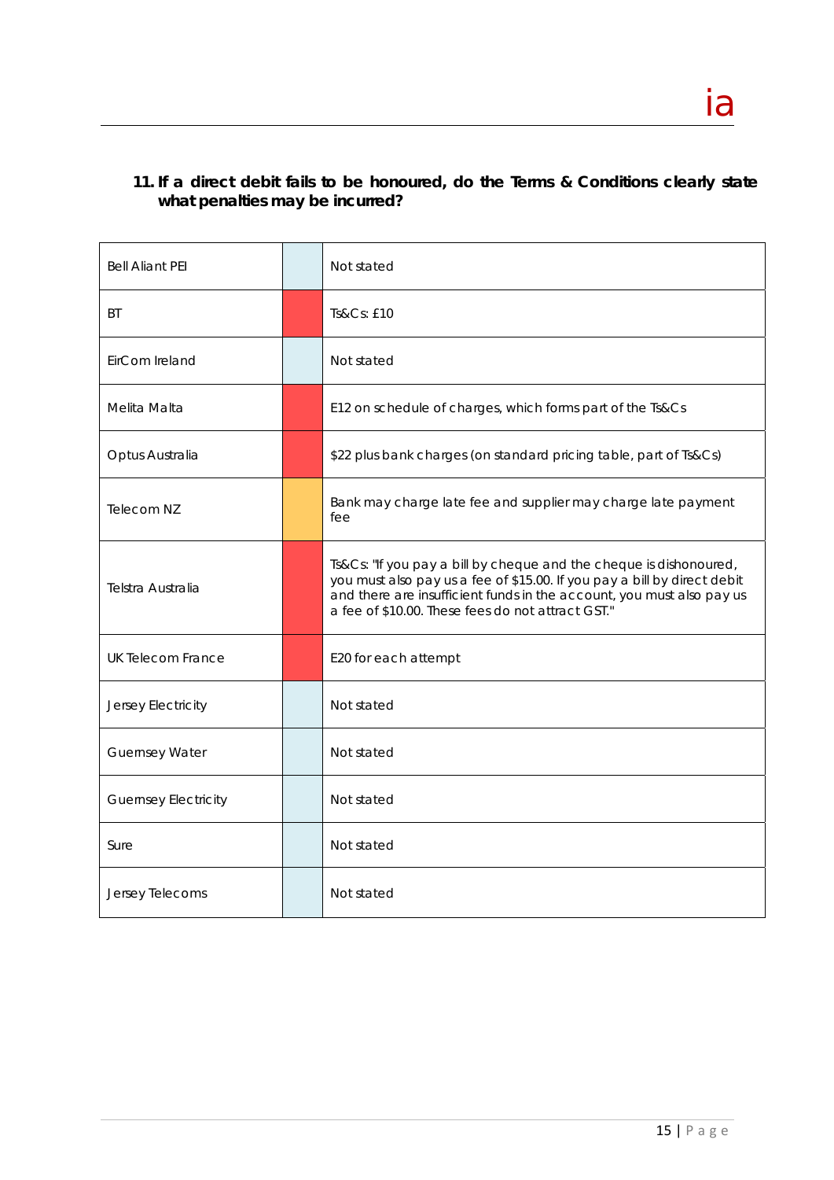### 11. If a direct debit fails to be honoured, do the Terms & Conditions clearly state what penalties may be incurred?

| Provider | | Details |
|---|---|---|
| Bell Aliant PEI | | Not stated |
| BT | | Ts&Cs: £10 |
| EirCom Ireland | | Not stated |
| Melita Malta | | E12 on schedule of charges, which forms part of the Ts&Cs |
| Optus Australia | | $22 plus bank charges (on standard pricing table, part of Ts&Cs) |
| Telecom NZ | | Bank may charge late fee and supplier may charge late payment fee |
| Telstra Australia | | Ts&Cs: "If you pay a bill by cheque and the cheque is dishonoured, you must also pay us a fee of $15.00. If you pay a bill by direct debit and there are insufficient funds in the account, you must also pay us a fee of $10.00. These fees do not attract GST." |
| UK Telecom France | | E20 for each attempt |
| Jersey Electricity | | Not stated |
| Guernsey Water | | Not stated |
| Guernsey Electricity | | Not stated |
| Sure | | Not stated |
| Jersey Telecoms | | Not stated |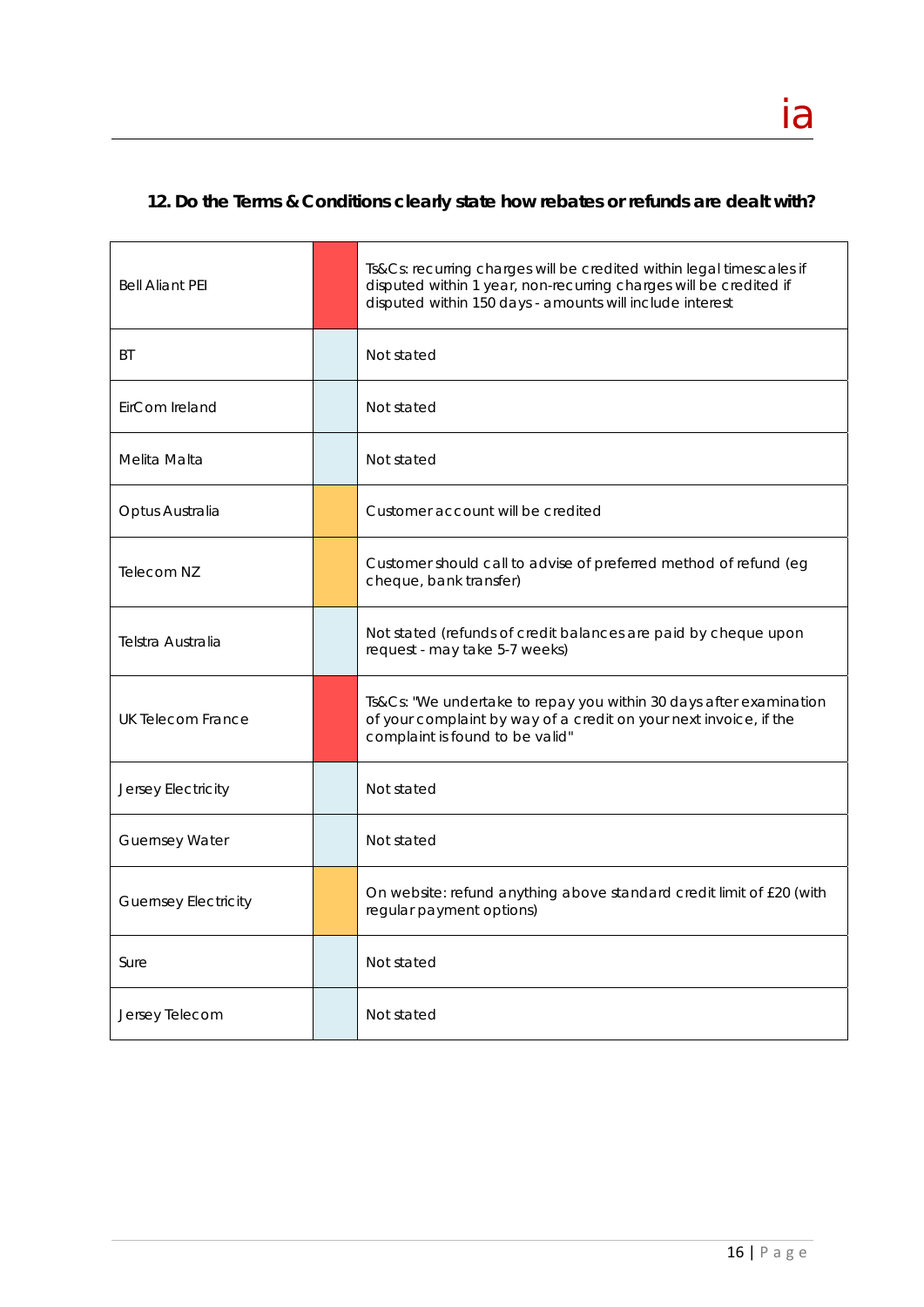## 12. Do the Terms & Conditions clearly state how rebates or refunds are dealt with?

| | | |
|---|---|---|
| Bell Aliant PEI | | Ts&Cs: recurring charges will be credited within legal timescales if disputed within 1 year, non-recurring charges will be credited if disputed within 150 days - amounts will include interest |
| BT | | Not stated |
| EirCom Ireland | | Not stated |
| Melita Malta | | Not stated |
| Optus Australia | | Customer account will be credited |
| Telecom NZ | | Customer should call to advise of preferred method of refund (eg cheque, bank transfer) |
| Telstra Australia | | Not stated (refunds of credit balances are paid by cheque upon request - may take 5-7 weeks) |
| UK Telecom France | | Ts&Cs: "We undertake to repay you within 30 days after examination of your complaint by way of a credit on your next invoice, if the complaint is found to be valid" |
| Jersey Electricity | | Not stated |
| Guernsey Water | | Not stated |
| Guernsey Electricity | | On website: refund anything above standard credit limit of £20 (with regular payment options) |
| Sure | | Not stated |
| Jersey Telecom | | Not stated |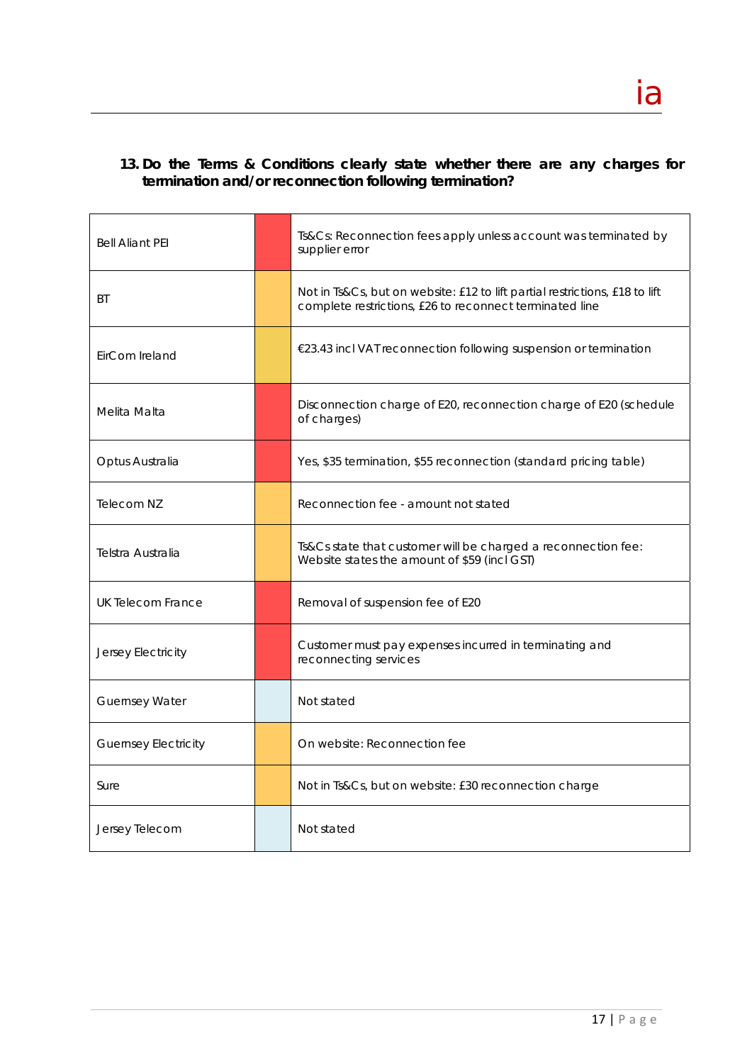**13. Do the Terms & Conditions clearly state whether there are any charges for termination and/or reconnection following termination?**

| | | |
|---|---|---|
| Bell Aliant PEI | | Ts&Cs: Reconnection fees apply unless account was terminated by supplier error |
| BT | | Not in Ts&Cs, but on website: £12 to lift partial restrictions, £18 to lift complete restrictions, £26 to reconnect terminated line |
| EirCom Ireland | | €23.43 incl VAT reconnection following suspension or termination |
| Melita Malta | | Disconnection charge of E20, reconnection charge of E20 (schedule of charges) |
| Optus Australia | | Yes, $35 termination, $55 reconnection (standard pricing table) |
| Telecom NZ | | Reconnection fee - amount not stated |
| Telstra Australia | | Ts&Cs state that customer will be charged a reconnection fee: Website states the amount of $59 (incl GST) |
| UK Telecom France | | Removal of suspension fee of E20 |
| Jersey Electricity | | Customer must pay expenses incurred in terminating and reconnecting services |
| Guernsey Water | | Not stated |
| Guernsey Electricity | | On website: Reconnection fee |
| Sure | | Not in Ts&Cs, but on website: £30 reconnection charge |
| Jersey Telecom | | Not stated |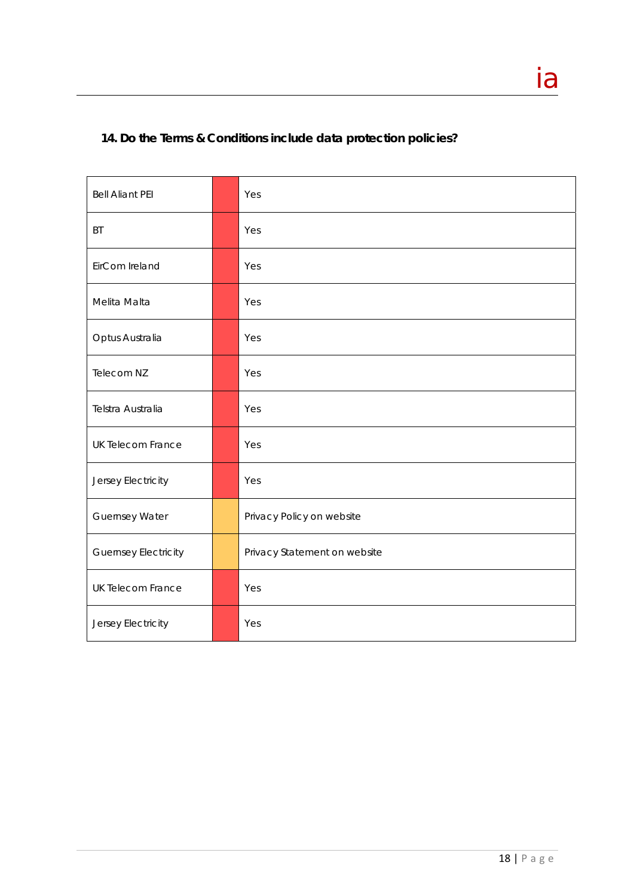### 14. Do the Terms & Conditions include data protection policies?

| | | |
|---|---|---|
| Bell Aliant PEI | | Yes |
| BT | | Yes |
| EirCom Ireland | | Yes |
| Melita Malta | | Yes |
| Optus Australia | | Yes |
| Telecom NZ | | Yes |
| Telstra Australia | | Yes |
| UK Telecom France | | Yes |
| Jersey Electricity | | Yes |
| Guernsey Water | | Privacy Policy on website |
| Guernsey Electricity | | Privacy Statement on website |
| UK Telecom France | | Yes |
| Jersey Electricity | | Yes |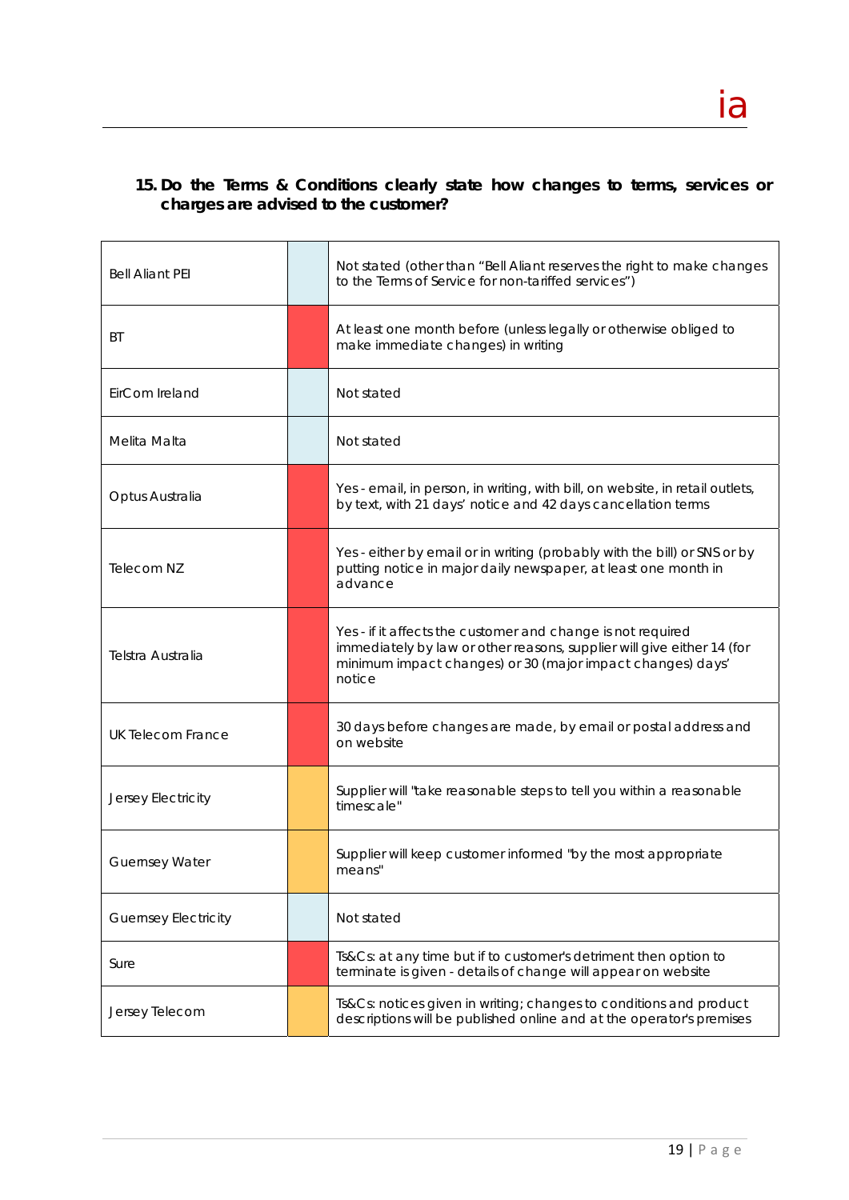### 15. Do the Terms & Conditions clearly state how changes to terms, services or charges are advised to the customer?

| | | |
|---|---|---|
| Bell Aliant PEI | | Not stated (other than "Bell Aliant reserves the right to make changes to the Terms of Service for non-tariffed services") |
| BT | | At least one month before (unless legally or otherwise obliged to make immediate changes) in writing |
| EirCom Ireland | | Not stated |
| Melita Malta | | Not stated |
| Optus Australia | | Yes - email, in person, in writing, with bill, on website, in retail outlets, by text, with 21 days' notice and 42 days cancellation terms |
| Telecom NZ | | Yes - either by email or in writing (probably with the bill) or SNS or by putting notice in major daily newspaper, at least one month in advance |
| Telstra Australia | | Yes - if it affects the customer and change is not required immediately by law or other reasons, supplier will give either 14 (for minimum impact changes) or 30 (major impact changes) days' notice |
| UK Telecom France | | 30 days before changes are made, by email or postal address and on website |
| Jersey Electricity | | Supplier will "take reasonable steps to tell you within a reasonable timescale" |
| Guernsey Water | | Supplier will keep customer informed "by the most appropriate means" |
| Guernsey Electricity | | Not stated |
| Sure | | Ts&Cs: at any time but if to customer's detriment then option to terminate is given - details of change will appear on website |
| Jersey Telecom | | Ts&Cs: notices given in writing; changes to conditions and product descriptions will be published online and at the operator's premises |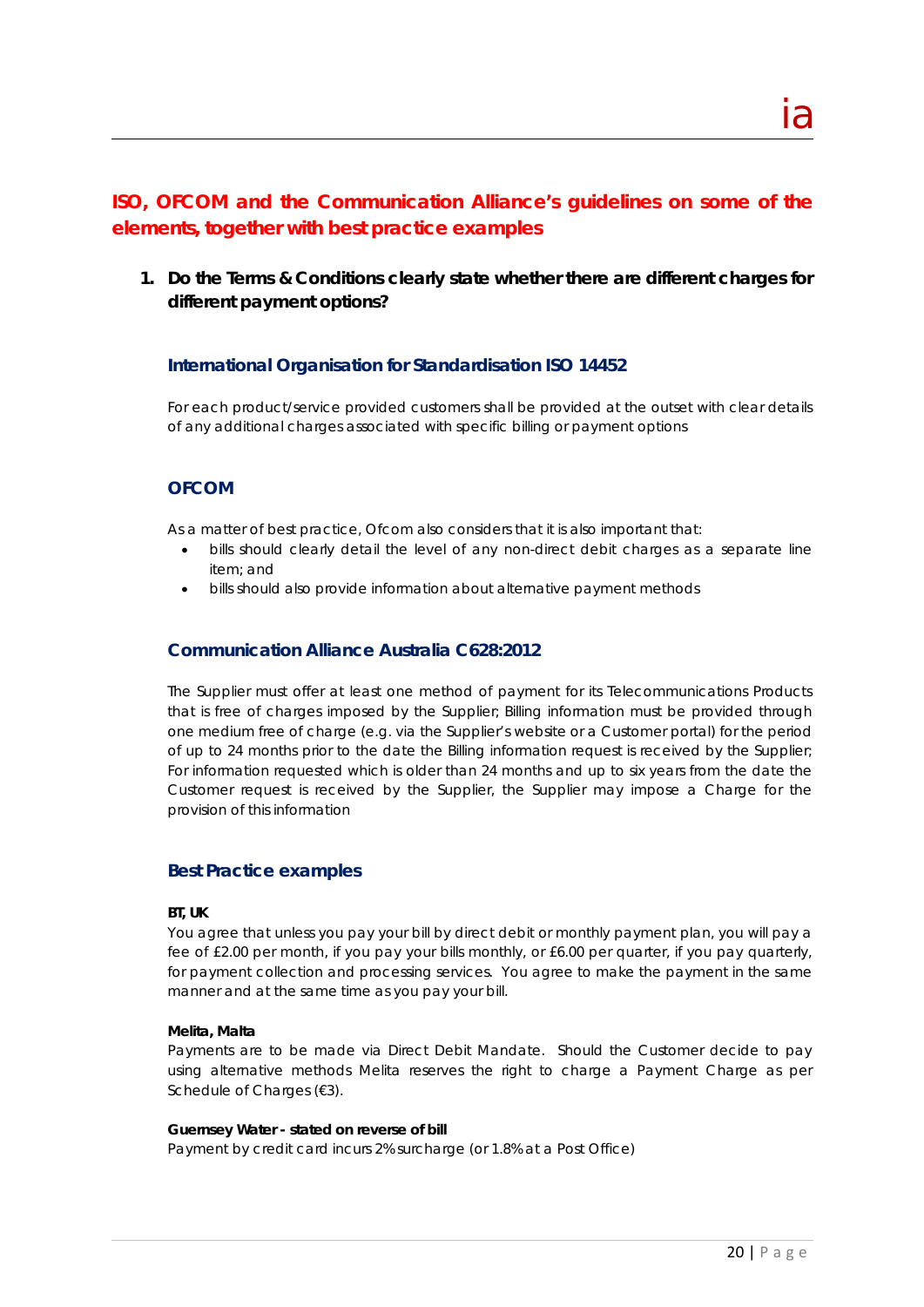## ISO, OFCOM and the Communication Alliance's guidelines on some of the elements, together with best practice examples

1. **Do the Terms & Conditions clearly state whether there are different charges for different payment options?**

### International Organisation for Standardisation ISO 14452

For each product/service provided customers shall be provided at the outset with clear details of any additional charges associated with specific billing or payment options

### OFCOM

As a matter of best practice, Ofcom also considers that it is also important that:

- bills should clearly detail the level of any non-direct debit charges as a separate line item; and
- bills should also provide information about alternative payment methods

### Communication Alliance Australia C628:2012

The Supplier must offer at least one method of payment for its Telecommunications Products that is free of charges imposed by the Supplier; Billing information must be provided through one medium free of charge (e.g. via the Supplier's website or a Customer portal) for the period of up to 24 months prior to the date the Billing information request is received by the Supplier; For information requested which is older than 24 months and up to six years from the date the Customer request is received by the Supplier, the Supplier may impose a Charge for the provision of this information

### Best Practice examples

**BT, UK**
You agree that unless you pay your bill by direct debit or monthly payment plan, you will pay a fee of £2.00 per month, if you pay your bills monthly, or £6.00 per quarter, if you pay quarterly, for payment collection and processing services. You agree to make the payment in the same manner and at the same time as you pay your bill.

**Melita, Malta**
Payments are to be made via Direct Debit Mandate. Should the Customer decide to pay using alternative methods Melita reserves the right to charge a Payment Charge as per Schedule of Charges (€3).

**Guernsey Water - stated on reverse of bill**
Payment by credit card incurs 2% surcharge (or 1.8% at a Post Office)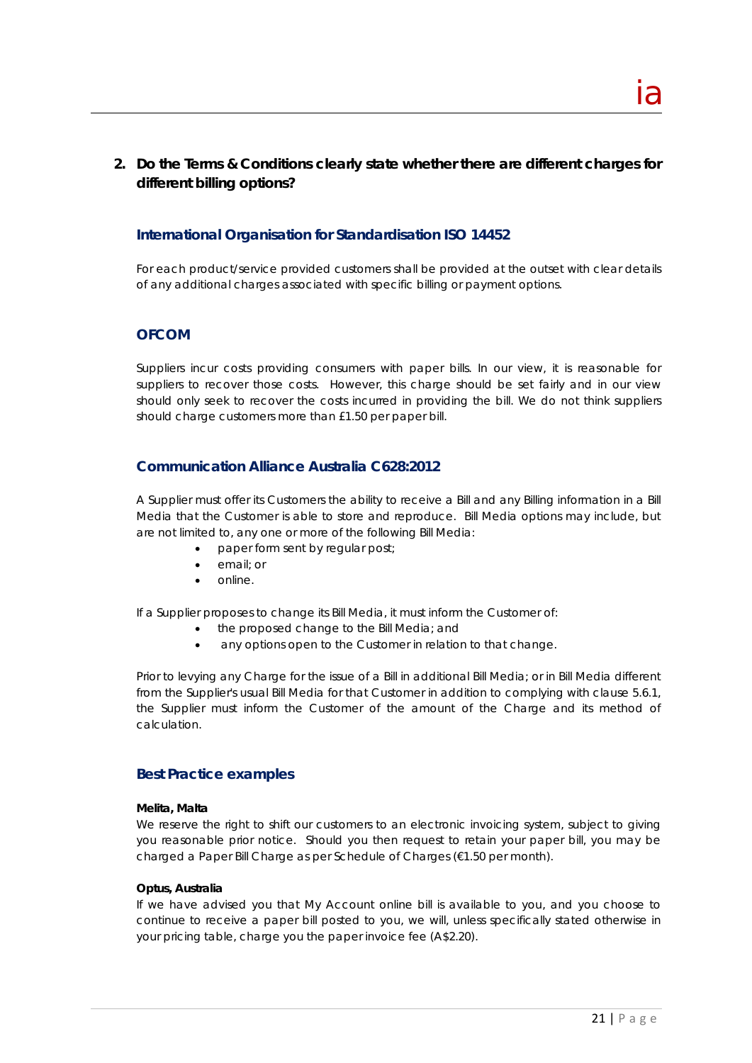## 2. Do the Terms & Conditions clearly state whether there are different charges for different billing options?

### International Organisation for Standardisation ISO 14452

For each product/service provided customers shall be provided at the outset with clear details of any additional charges associated with specific billing or payment options.

### OFCOM

Suppliers incur costs providing consumers with paper bills. In our view, it is reasonable for suppliers to recover those costs. However, this charge should be set fairly and in our view should only seek to recover the costs incurred in providing the bill. We do not think suppliers should charge customers more than £1.50 per paper bill.

### Communication Alliance Australia C628:2012

A Supplier must offer its Customers the ability to receive a Bill and any Billing information in a Bill Media that the Customer is able to store and reproduce. Bill Media options may include, but are not limited to, any one or more of the following Bill Media:

- paper form sent by regular post;
- email; or
- online.

If a Supplier proposes to change its Bill Media, it must inform the Customer of:

- the proposed change to the Bill Media; and
- any options open to the Customer in relation to that change.

Prior to levying any Charge for the issue of a Bill in additional Bill Media; or in Bill Media different from the Supplier's usual Bill Media for that Customer in addition to complying with clause 5.6.1, the Supplier must inform the Customer of the amount of the Charge and its method of calculation.

### Best Practice examples

**Melita, Malta**

We reserve the right to shift our customers to an electronic invoicing system, subject to giving you reasonable prior notice. Should you then request to retain your paper bill, you may be charged a Paper Bill Charge as per Schedule of Charges (€1.50 per month).

**Optus, Australia**

If we have advised you that My Account online bill is available to you, and you choose to continue to receive a paper bill posted to you, we will, unless specifically stated otherwise in your pricing table, charge you the paper invoice fee (A$2.20).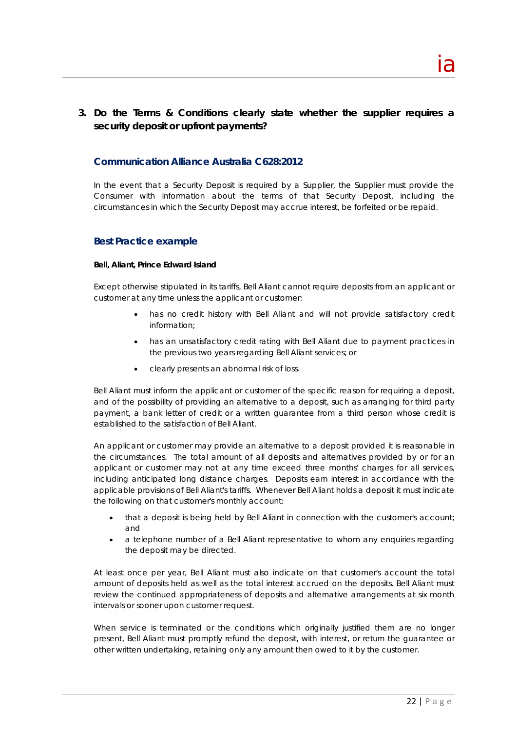## 3. Do the Terms & Conditions clearly state whether the supplier requires a security deposit or upfront payments?

### Communication Alliance Australia C628:2012

*In the event that a Security Deposit is required by a Supplier, the Supplier must provide the Consumer with information about the terms of that Security Deposit, including the circumstances in which the Security Deposit may accrue interest, be forfeited or be repaid.*

### Best Practice example

**Bell, Aliant, Prince Edward Island**

*Except otherwise stipulated in its tariffs, Bell Aliant cannot require deposits from an applicant or customer at any time unless the applicant or customer:*

- *has no credit history with Bell Aliant and will not provide satisfactory credit information;*
- *has an unsatisfactory credit rating with Bell Aliant due to payment practices in the previous two years regarding Bell Aliant services; or*
- *clearly presents an abnormal risk of loss.*

*Bell Aliant must inform the applicant or customer of the specific reason for requiring a deposit, and of the possibility of providing an alternative to a deposit, such as arranging for third party payment, a bank letter of credit or a written guarantee from a third person whose credit is established to the satisfaction of Bell Aliant.*

*An applicant or customer may provide an alternative to a deposit provided it is reasonable in the circumstances. The total amount of all deposits and alternatives provided by or for an applicant or customer may not at any time exceed three months' charges for all services, including anticipated long distance charges. Deposits earn interest in accordance with the applicable provisions of Bell Aliant's tariffs. Whenever Bell Aliant holds a deposit it must indicate the following on that customer's monthly account:*

- *that a deposit is being held by Bell Aliant in connection with the customer's account; and*
- *a telephone number of a Bell Aliant representative to whom any enquiries regarding the deposit may be directed.*

*At least once per year, Bell Aliant must also indicate on that customer's account the total amount of deposits held as well as the total interest accrued on the deposits. Bell Aliant must review the continued appropriateness of deposits and alternative arrangements at six month intervals or sooner upon customer request.*

*When service is terminated or the conditions which originally justified them are no longer present, Bell Aliant must promptly refund the deposit, with interest, or return the guarantee or other written undertaking, retaining only any amount then owed to it by the customer.*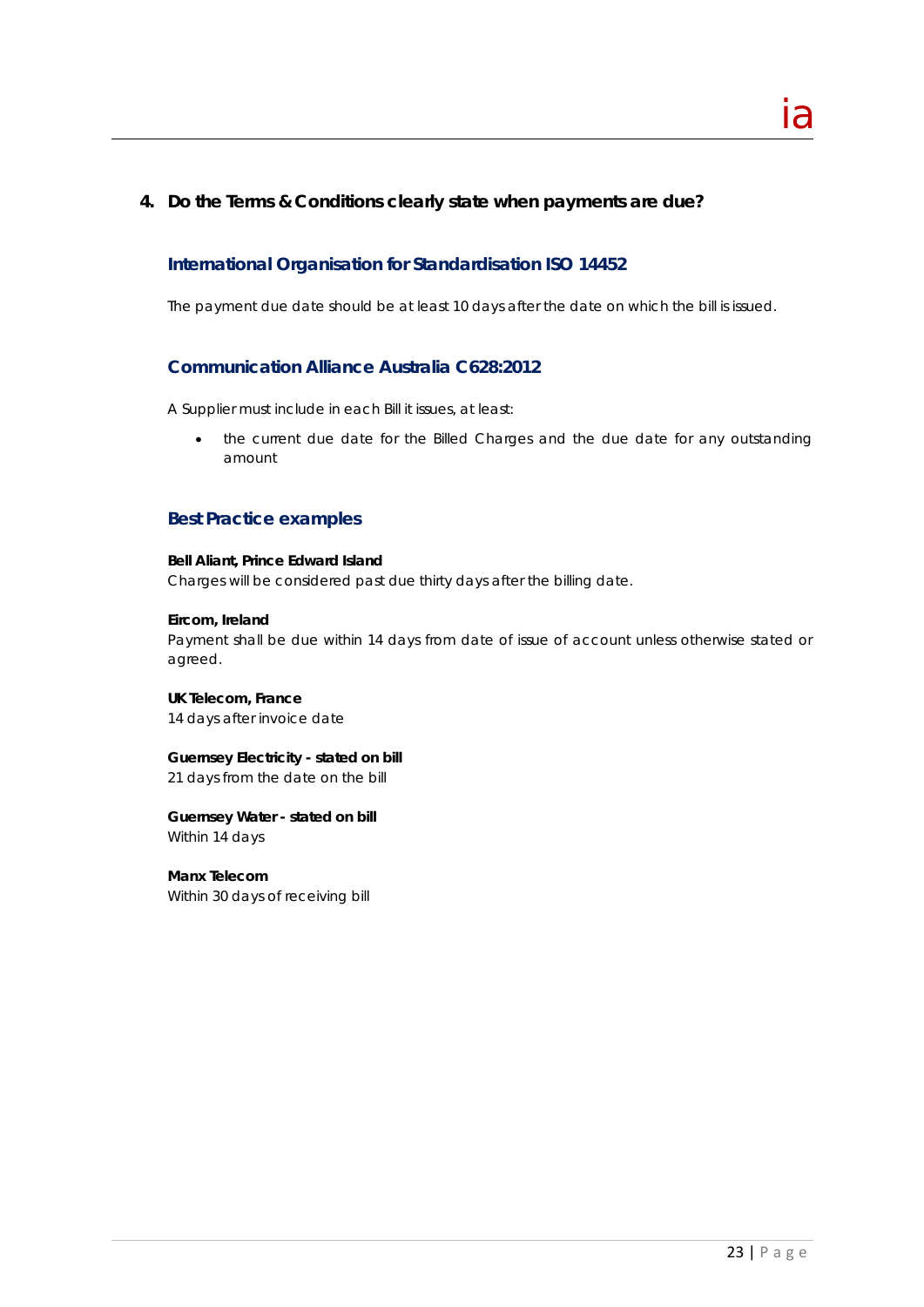## 4. Do the Terms & Conditions clearly state when payments are due?

### International Organisation for Standardisation ISO 14452

The payment due date should be at least 10 days after the date on which the bill is issued.

### Communication Alliance Australia C628:2012

A Supplier must include in each Bill it issues, at least:

- the current due date for the Billed Charges and the due date for any outstanding amount

### Best Practice examples

**Bell Aliant, Prince Edward Island**
Charges will be considered past due thirty days after the billing date.

**Eircom, Ireland**
Payment shall be due within 14 days from date of issue of account unless otherwise stated or agreed.

**UK Telecom, France**
14 days after invoice date

**Guernsey Electricity - stated on bill**
21 days from the date on the bill

**Guernsey Water - stated on bill**
Within 14 days

**Manx Telecom**
Within 30 days of receiving bill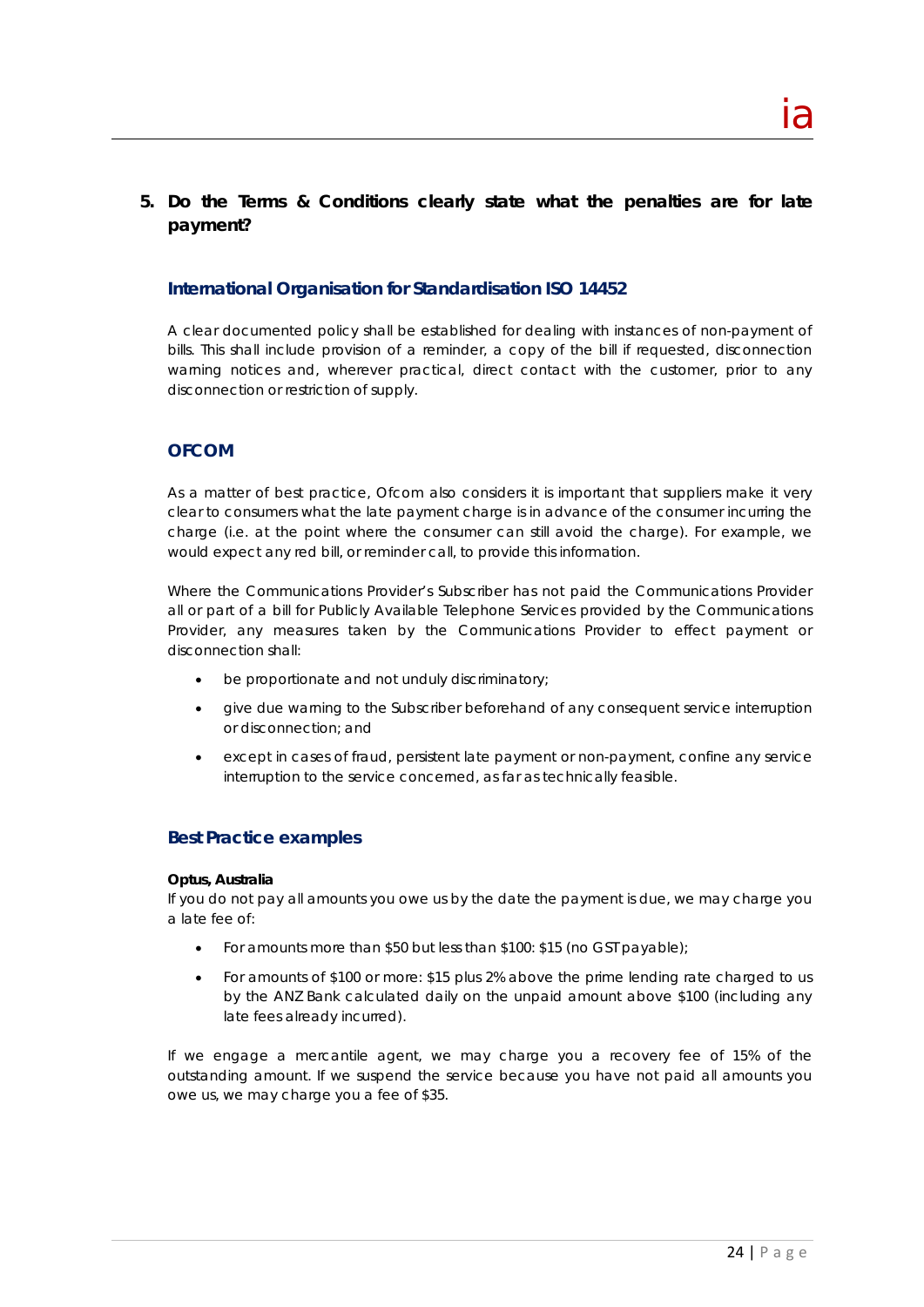## 5. Do the Terms & Conditions clearly state what the penalties are for late payment?

### International Organisation for Standardisation ISO 14452

A clear documented policy shall be established for dealing with instances of non-payment of bills. This shall include provision of a reminder, a copy of the bill if requested, disconnection warning notices and, wherever practical, direct contact with the customer, prior to any disconnection or restriction of supply.

### OFCOM

As a matter of best practice, Ofcom also considers it is important that suppliers make it very clear to consumers what the late payment charge is in advance of the consumer incurring the charge (i.e. at the point where the consumer can still avoid the charge). For example, we would expect any red bill, or reminder call, to provide this information.

Where the Communications Provider's Subscriber has not paid the Communications Provider all or part of a bill for Publicly Available Telephone Services provided by the Communications Provider, any measures taken by the Communications Provider to effect payment or disconnection shall:

- be proportionate and not unduly discriminatory;
- give due warning to the Subscriber beforehand of any consequent service interruption or disconnection; and
- except in cases of fraud, persistent late payment or non-payment, confine any service interruption to the service concerned, as far as technically feasible.

### Best Practice examples

**Optus, Australia**

If you do not pay all amounts you owe us by the date the payment is due, we may charge you a late fee of:

- For amounts more than $50 but less than $100: $15 (no GST payable);
- For amounts of $100 or more: $15 plus 2% above the prime lending rate charged to us by the ANZ Bank calculated daily on the unpaid amount above $100 (including any late fees already incurred).

If we engage a mercantile agent, we may charge you a recovery fee of 15% of the outstanding amount. If we suspend the service because you have not paid all amounts you owe us, we may charge you a fee of $35.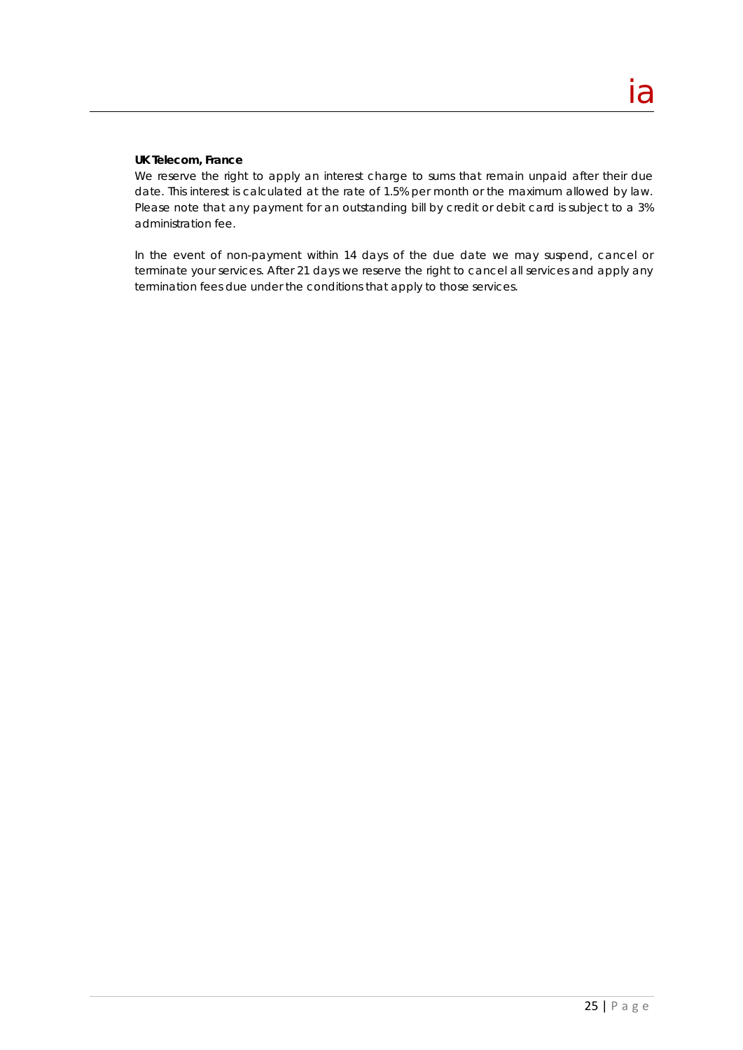**UK Telecom, France**

We reserve the right to apply an interest charge to sums that remain unpaid after their due date. This interest is calculated at the rate of 1.5% per month or the maximum allowed by law. Please note that any payment for an outstanding bill by credit or debit card is subject to a 3% administration fee.

In the event of non-payment within 14 days of the due date we may suspend, cancel or terminate your services. After 21 days we reserve the right to cancel all services and apply any termination fees due under the conditions that apply to those services.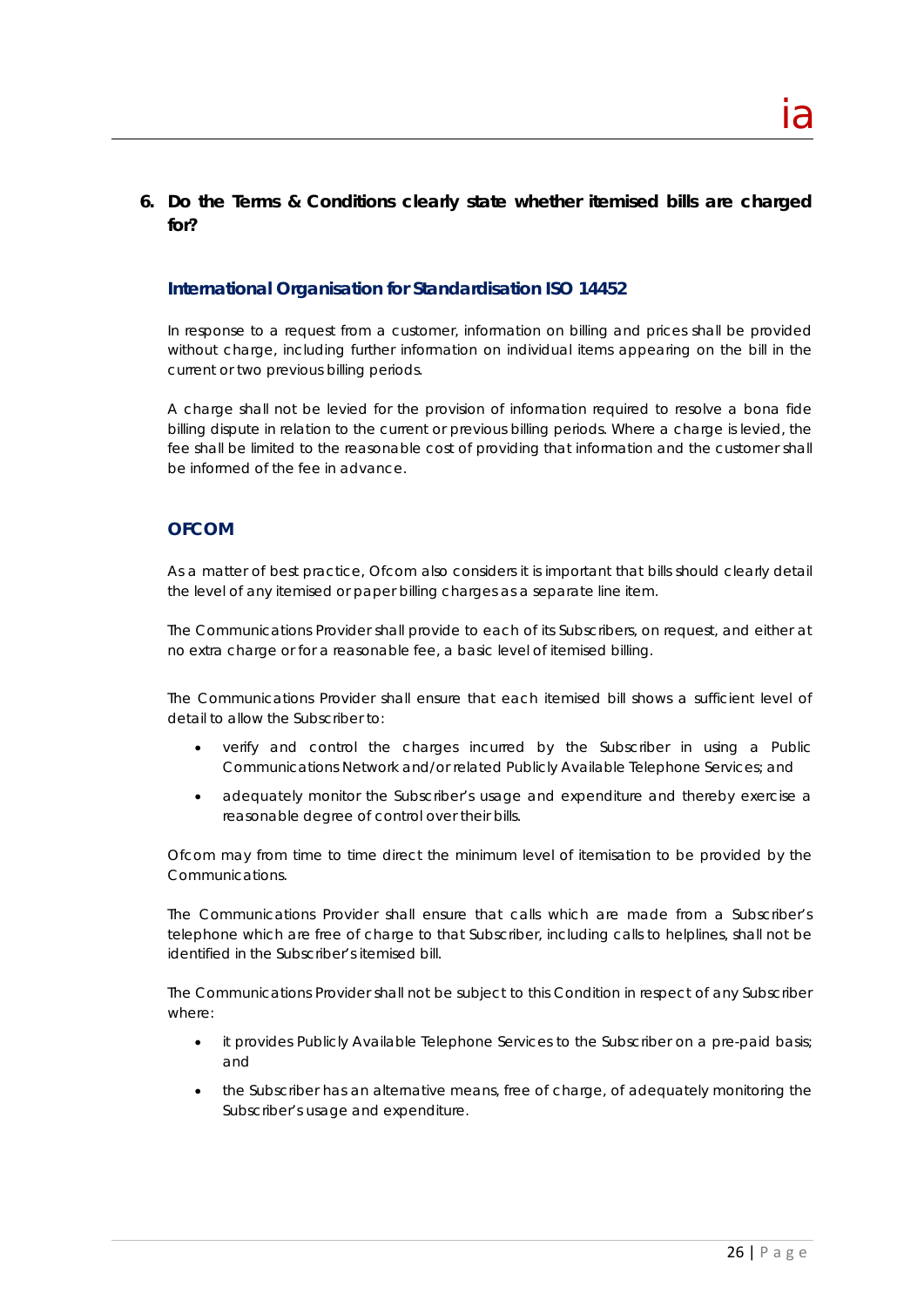## 6. Do the Terms & Conditions clearly state whether itemised bills are charged for?

### International Organisation for Standardisation ISO 14452

In response to a request from a customer, information on billing and prices shall be provided without charge, including further information on individual items appearing on the bill in the current or two previous billing periods.

A charge shall not be levied for the provision of information required to resolve a bona fide billing dispute in relation to the current or previous billing periods. Where a charge is levied, the fee shall be limited to the reasonable cost of providing that information and the customer shall be informed of the fee in advance.

### OFCOM

As a matter of best practice, Ofcom also considers it is important that bills should clearly detail the level of any itemised or paper billing charges as a separate line item.

The Communications Provider shall provide to each of its Subscribers, on request, and either at no extra charge or for a reasonable fee, a basic level of itemised billing.

The Communications Provider shall ensure that each itemised bill shows a sufficient level of detail to allow the Subscriber to:

- verify and control the charges incurred by the Subscriber in using a Public Communications Network and/or related Publicly Available Telephone Services; and
- adequately monitor the Subscriber's usage and expenditure and thereby exercise a reasonable degree of control over their bills.

Ofcom may from time to time direct the minimum level of itemisation to be provided by the Communications.

The Communications Provider shall ensure that calls which are made from a Subscriber's telephone which are free of charge to that Subscriber, including calls to helplines, shall not be identified in the Subscriber's itemised bill.

The Communications Provider shall not be subject to this Condition in respect of any Subscriber where:

- it provides Publicly Available Telephone Services to the Subscriber on a pre-paid basis; and
- the Subscriber has an alternative means, free of charge, of adequately monitoring the Subscriber's usage and expenditure.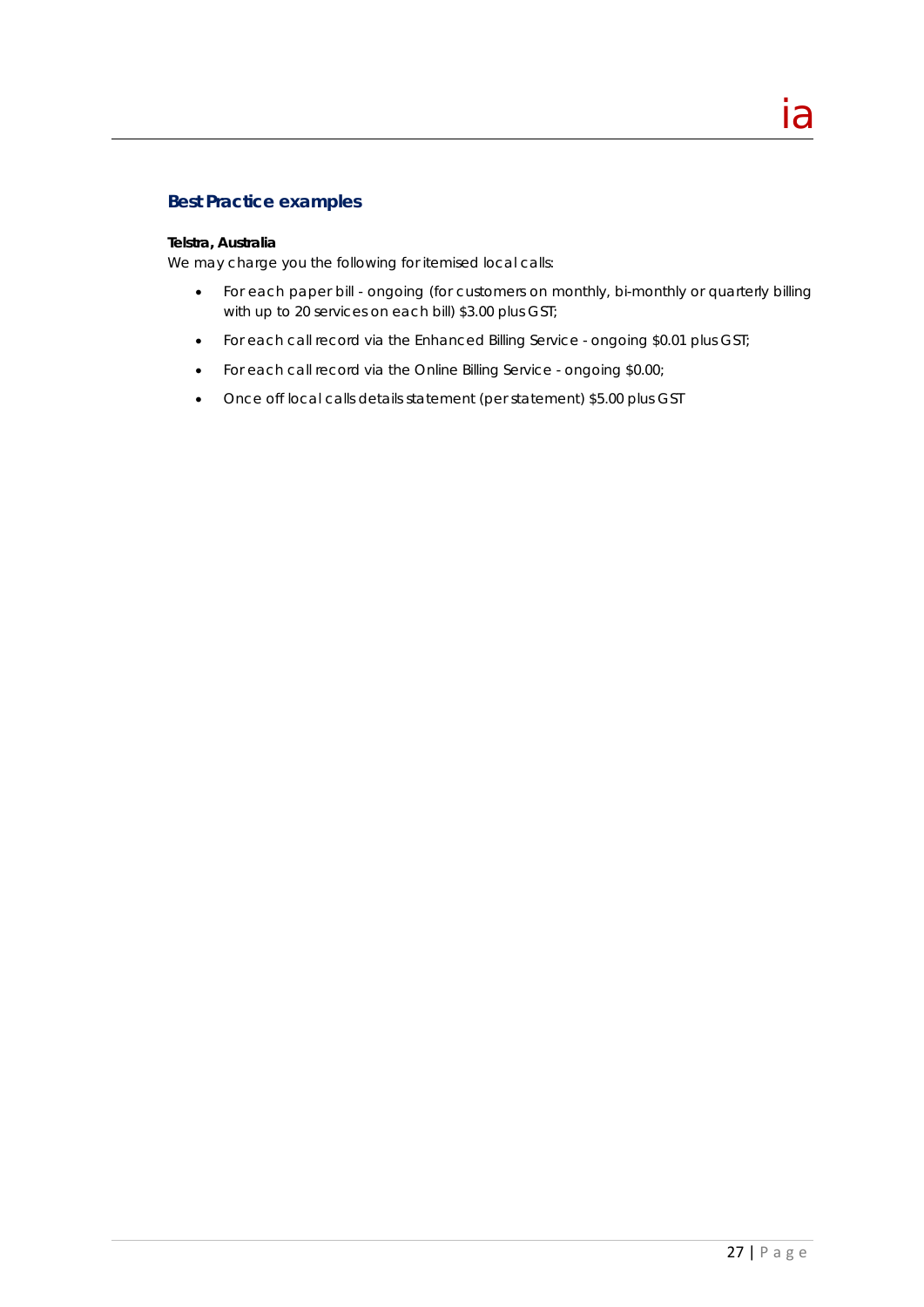## Best Practice examples

**Telstra, Australia**

We may charge you the following for itemised local calls:

- For each paper bill - ongoing (for customers on monthly, bi-monthly or quarterly billing with up to 20 services on each bill) $3.00 plus GST;
- For each call record via the Enhanced Billing Service - ongoing $0.01 plus GST;
- For each call record via the Online Billing Service - ongoing $0.00;
- Once off local calls details statement (per statement) $5.00 plus GST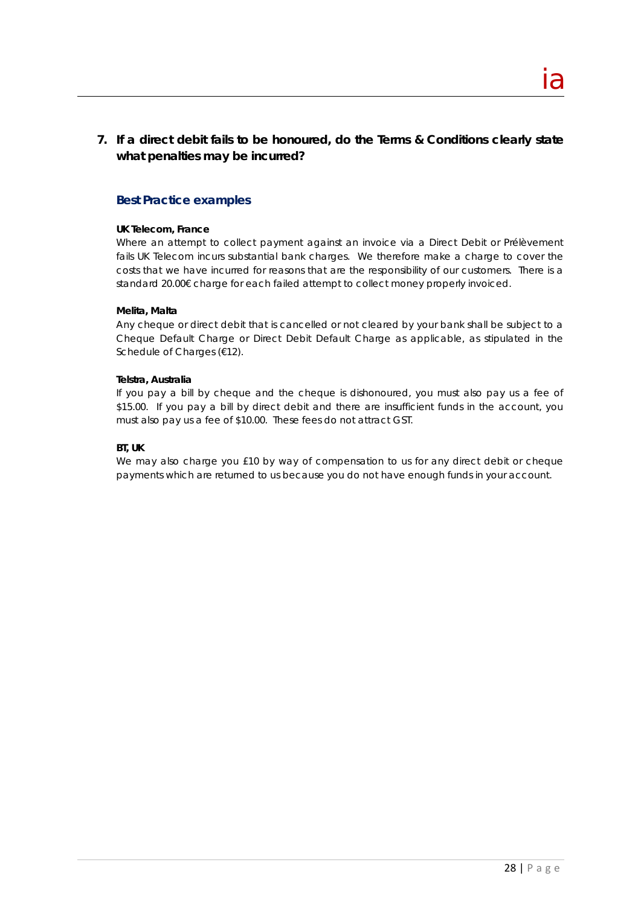## 7. If a direct debit fails to be honoured, do the Terms & Conditions clearly state what penalties may be incurred?

### Best Practice examples

**UK Telecom, France**

Where an attempt to collect payment against an invoice via a Direct Debit or Prélèvement fails UK Telecom incurs substantial bank charges. We therefore make a charge to cover the costs that we have incurred for reasons that are the responsibility of our customers. There is a standard 20.00€ charge for each failed attempt to collect money properly invoiced.

**Melita, Malta**

Any cheque or direct debit that is cancelled or not cleared by your bank shall be subject to a Cheque Default Charge or Direct Debit Default Charge as applicable, as stipulated in the Schedule of Charges (€12).

**Telstra, Australia**

If you pay a bill by cheque and the cheque is dishonoured, you must also pay us a fee of $15.00. If you pay a bill by direct debit and there are insufficient funds in the account, you must also pay us a fee of $10.00. These fees do not attract GST.

**BT, UK**

We may also charge you £10 by way of compensation to us for any direct debit or cheque payments which are returned to us because you do not have enough funds in your account.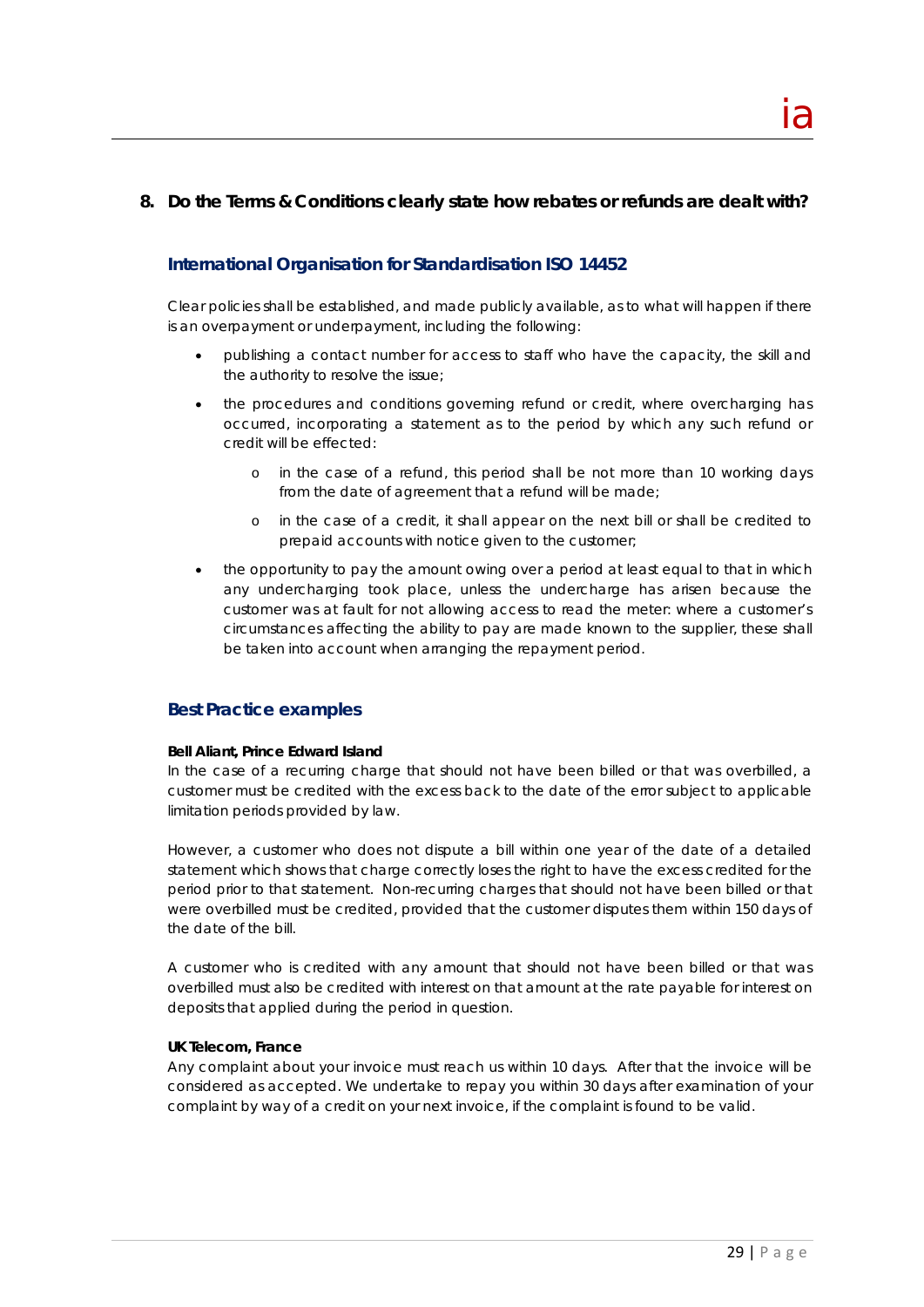## 8. Do the Terms & Conditions clearly state how rebates or refunds are dealt with?

### International Organisation for Standardisation ISO 14452

Clear policies shall be established, and made publicly available, as to what will happen if there is an overpayment or underpayment, including the following:

- publishing a contact number for access to staff who have the capacity, the skill and the authority to resolve the issue;
- the procedures and conditions governing refund or credit, where overcharging has occurred, incorporating a statement as to the period by which any such refund or credit will be effected:
    - in the case of a refund, this period shall be not more than 10 working days from the date of agreement that a refund will be made;
    - in the case of a credit, it shall appear on the next bill or shall be credited to prepaid accounts with notice given to the customer;
- the opportunity to pay the amount owing over a period at least equal to that in which any undercharging took place, unless the undercharge has arisen because the customer was at fault for not allowing access to read the meter: where a customer's circumstances affecting the ability to pay are made known to the supplier, these shall be taken into account when arranging the repayment period.

### Best Practice examples

**Bell Aliant, Prince Edward Island**

In the case of a recurring charge that should not have been billed or that was overbilled, a customer must be credited with the excess back to the date of the error subject to applicable limitation periods provided by law.

However, a customer who does not dispute a bill within one year of the date of a detailed statement which shows that charge correctly loses the right to have the excess credited for the period prior to that statement. Non-recurring charges that should not have been billed or that were overbilled must be credited, provided that the customer disputes them within 150 days of the date of the bill.

A customer who is credited with any amount that should not have been billed or that was overbilled must also be credited with interest on that amount at the rate payable for interest on deposits that applied during the period in question.

**UK Telecom, France**

Any complaint about your invoice must reach us within 10 days. After that the invoice will be considered as accepted. We undertake to repay you within 30 days after examination of your complaint by way of a credit on your next invoice, if the complaint is found to be valid.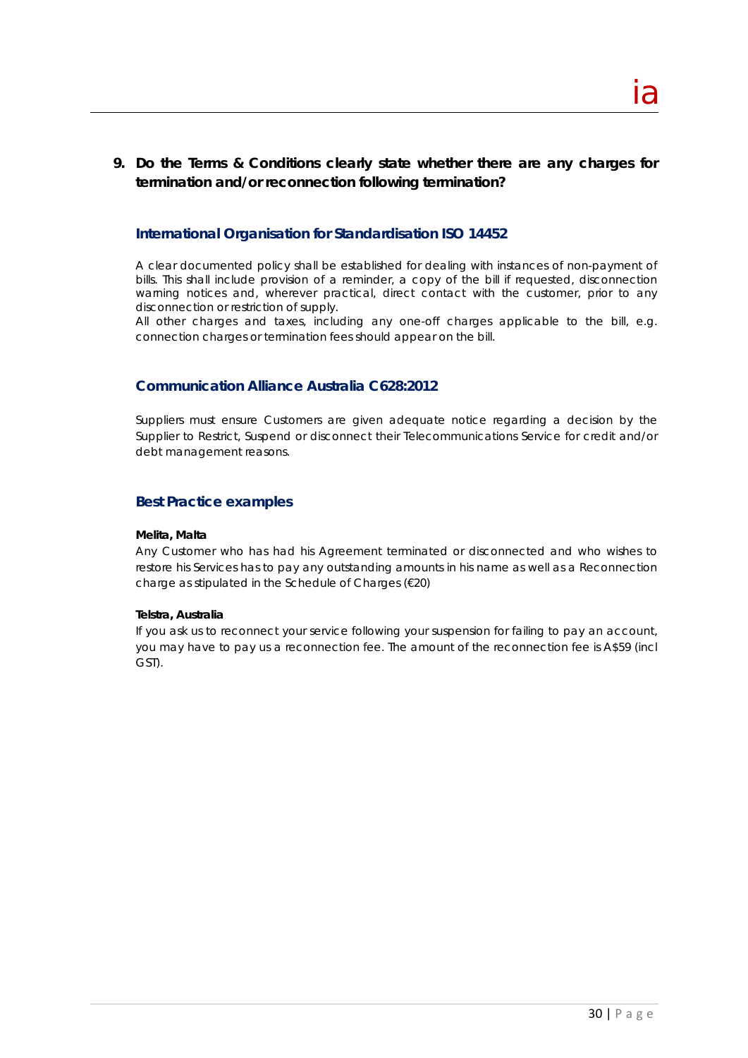## 9. Do the Terms & Conditions clearly state whether there are any charges for termination and/or reconnection following termination?

### International Organisation for Standardisation ISO 14452

A clear documented policy shall be established for dealing with instances of non-payment of bills. This shall include provision of a reminder, a copy of the bill if requested, disconnection warning notices and, wherever practical, direct contact with the customer, prior to any disconnection or restriction of supply.

All other charges and taxes, including any one-off charges applicable to the bill, e.g. connection charges or termination fees should appear on the bill.

### Communication Alliance Australia C628:2012

Suppliers must ensure Customers are given adequate notice regarding a decision by the Supplier to Restrict, Suspend or disconnect their Telecommunications Service for credit and/or debt management reasons.

### Best Practice examples

**Melita, Malta**

Any Customer who has had his Agreement terminated or disconnected and who wishes to restore his Services has to pay any outstanding amounts in his name as well as a Reconnection charge as stipulated in the Schedule of Charges (€20)

**Telstra, Australia**

If you ask us to reconnect your service following your suspension for failing to pay an account, you may have to pay us a reconnection fee. The amount of the reconnection fee is A$59 (incl GST).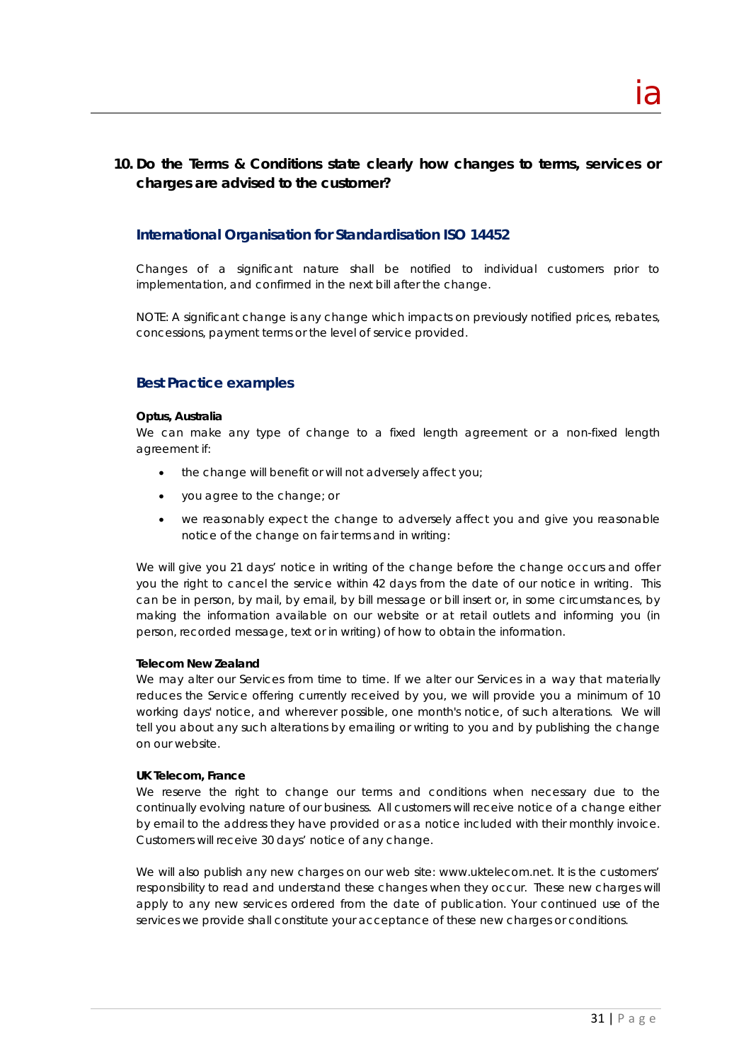## 10. Do the Terms & Conditions state clearly how changes to terms, services or charges are advised to the customer?

### International Organisation for Standardisation ISO 14452

Changes of a significant nature shall be notified to individual customers prior to implementation, and confirmed in the next bill after the change.

NOTE: A significant change is any change which impacts on previously notified prices, rebates, concessions, payment terms or the level of service provided.

### Best Practice examples

**Optus, Australia**

We can make any type of change to a fixed length agreement or a non-fixed length agreement if:

- the change will benefit or will not adversely affect you;
- you agree to the change; or
- we reasonably expect the change to adversely affect you and give you reasonable notice of the change on fair terms and in writing:

We will give you 21 days' notice in writing of the change before the change occurs and offer you the right to cancel the service within 42 days from the date of our notice in writing. This can be in person, by mail, by email, by bill message or bill insert or, in some circumstances, by making the information available on our website or at retail outlets and informing you (in person, recorded message, text or in writing) of how to obtain the information.

**Telecom New Zealand**

We may alter our Services from time to time. If we alter our Services in a way that materially reduces the Service offering currently received by you, we will provide you a minimum of 10 working days' notice, and wherever possible, one month's notice, of such alterations. We will tell you about any such alterations by emailing or writing to you and by publishing the change on our website.

**UK Telecom, France**

We reserve the right to change our terms and conditions when necessary due to the continually evolving nature of our business. All customers will receive notice of a change either by email to the address they have provided or as a notice included with their monthly invoice. Customers will receive 30 days' notice of any change.

We will also publish any new charges on our web site: www.uktelecom.net. It is the customers' responsibility to read and understand these changes when they occur. These new charges will apply to any new services ordered from the date of publication. Your continued use of the services we provide shall constitute your acceptance of these new charges or conditions.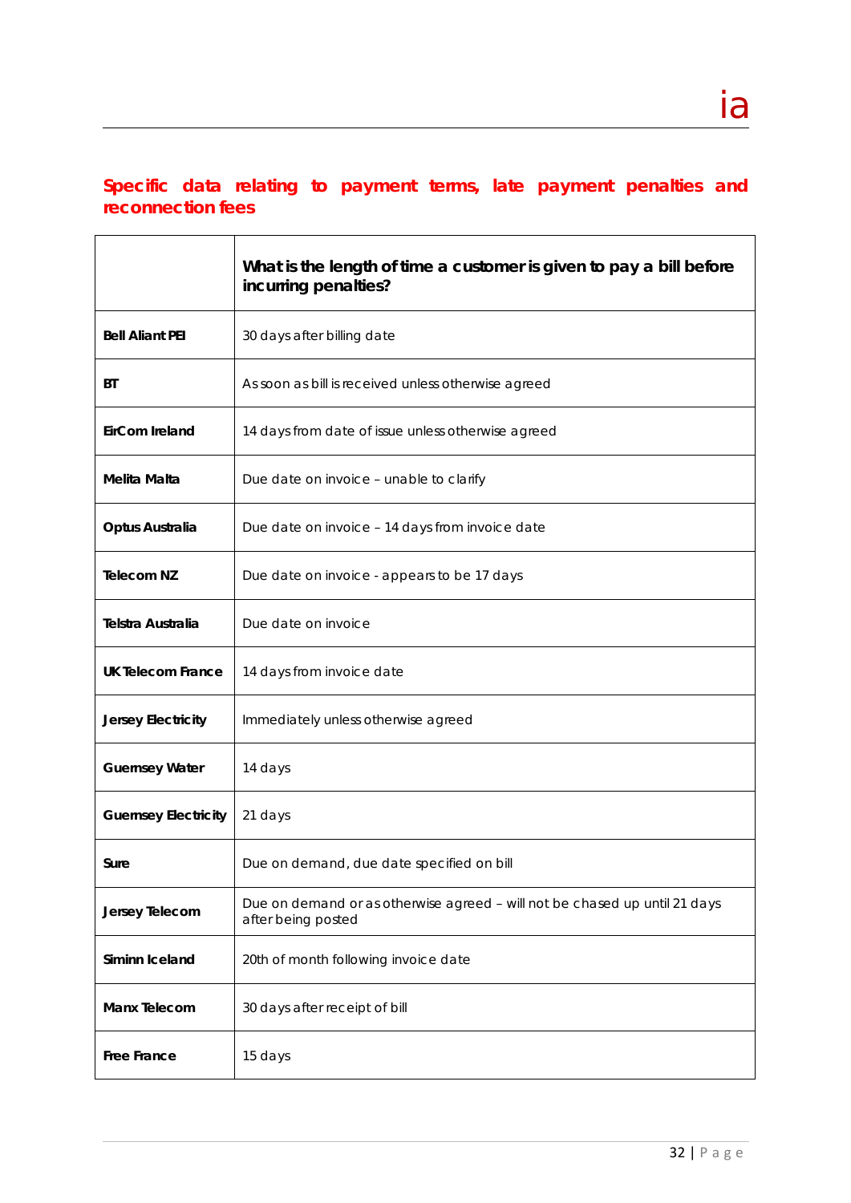## Specific data relating to payment terms, late payment penalties and reconnection fees

| | What is the length of time a customer is given to pay a bill before incurring penalties? |
|---|---|
| **Bell Aliant PEI** | 30 days after billing date |
| **BT** | As soon as bill is received unless otherwise agreed |
| **EirCom Ireland** | 14 days from date of issue unless otherwise agreed |
| **Melita Malta** | Due date on invoice – unable to clarify |
| **Optus Australia** | Due date on invoice – 14 days from invoice date |
| **Telecom NZ** | Due date on invoice - appears to be 17 days |
| **Telstra Australia** | Due date on invoice |
| **UK Telecom France** | 14 days from invoice date |
| **Jersey Electricity** | Immediately unless otherwise agreed |
| **Guernsey Water** | 14 days |
| **Guernsey Electricity** | 21 days |
| **Sure** | Due on demand, due date specified on bill |
| **Jersey Telecom** | Due on demand or as otherwise agreed – will not be chased up until 21 days after being posted |
| **Siminn Iceland** | 20th of month following invoice date |
| **Manx Telecom** | 30 days after receipt of bill |
| **Free France** | 15 days |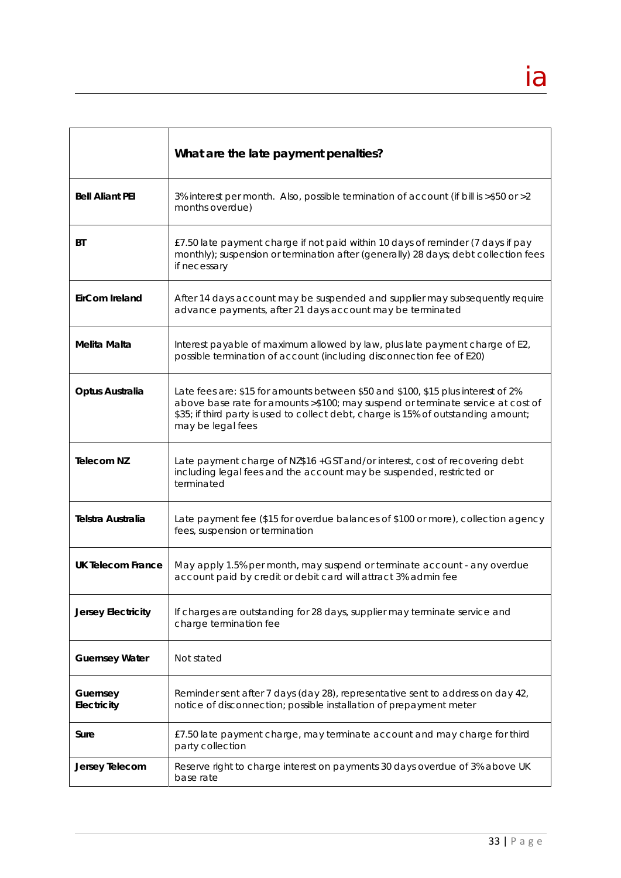| | What are the late payment penalties? |
|---|---|
| **Bell Aliant PEI** | 3% interest per month. Also, possible termination of account (if bill is >$50 or >2 months overdue) |
| **BT** | £7.50 late payment charge if not paid within 10 days of reminder (7 days if pay monthly); suspension or termination after (generally) 28 days; debt collection fees if necessary |
| **EirCom Ireland** | After 14 days account may be suspended and supplier may subsequently require advance payments, after 21 days account may be terminated |
| **Melita Malta** | Interest payable of maximum allowed by law, plus late payment charge of E2, possible termination of account (including disconnection fee of E20) |
| **Optus Australia** | Late fees are: $15 for amounts between $50 and $100, $15 plus interest of 2% above base rate for amounts >$100; may suspend or terminate service at cost of $35; if third party is used to collect debt, charge is 15% of outstanding amount; may be legal fees |
| **Telecom NZ** | Late payment charge of NZ$16 +GST and/or interest, cost of recovering debt including legal fees and the account may be suspended, restricted or terminated |
| **Telstra Australia** | Late payment fee ($15 for overdue balances of $100 or more), collection agency fees, suspension or termination |
| **UK Telecom France** | May apply 1.5% per month, may suspend or terminate account - any overdue account paid by credit or debit card will attract 3% admin fee |
| **Jersey Electricity** | If charges are outstanding for 28 days, supplier may terminate service and charge termination fee |
| **Guernsey Water** | Not stated |
| **Guernsey Electricity** | Reminder sent after 7 days (day 28), representative sent to address on day 42, notice of disconnection; possible installation of prepayment meter |
| **Sure** | £7.50 late payment charge, may terminate account and may charge for third party collection |
| **Jersey Telecom** | Reserve right to charge interest on payments 30 days overdue of 3% above UK base rate |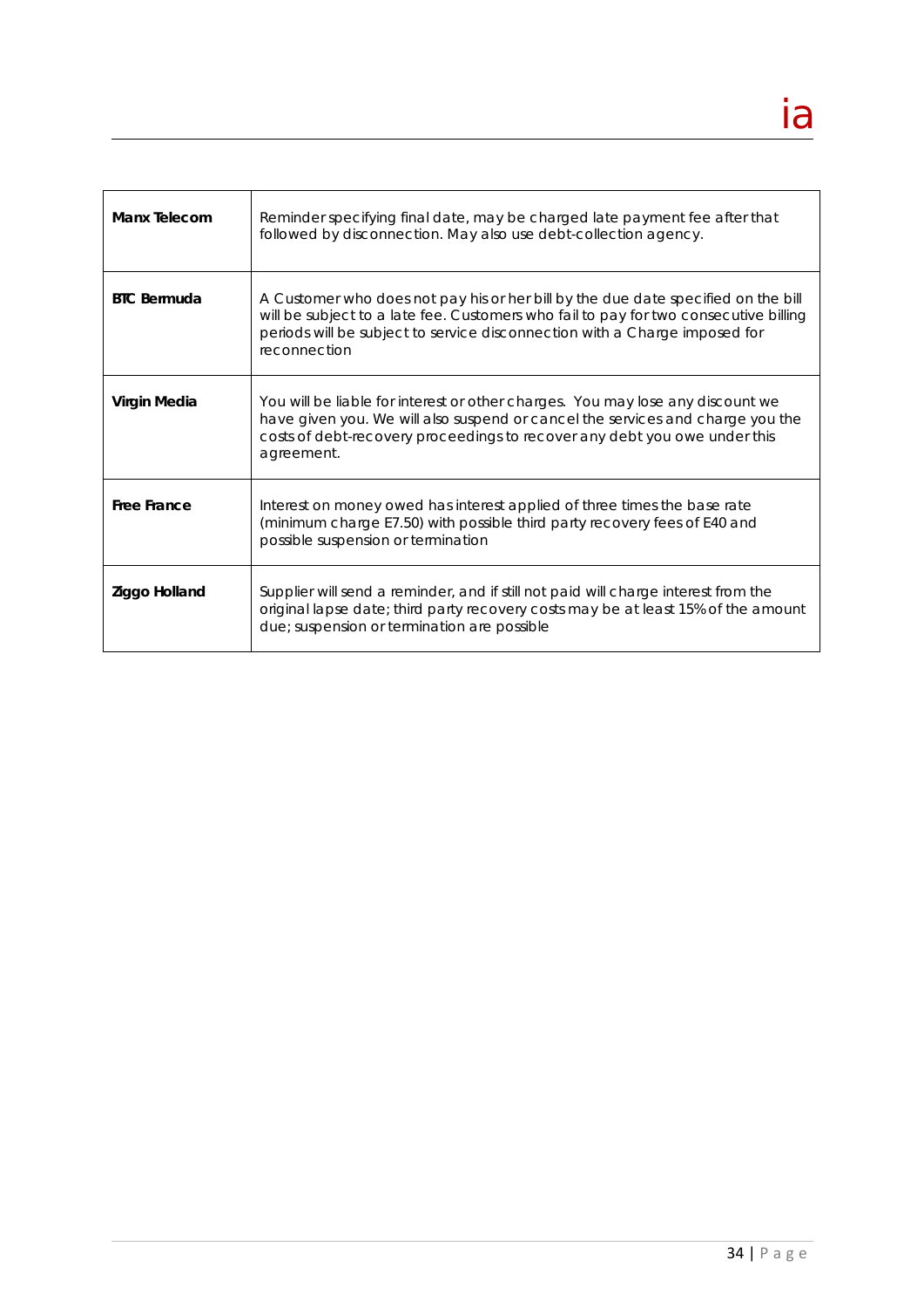| | |
|---|---|
| **Manx Telecom** | Reminder specifying final date, may be charged late payment fee after that followed by disconnection. May also use debt-collection agency. |
| **BTC Bermuda** | A Customer who does not pay his or her bill by the due date specified on the bill will be subject to a late fee. Customers who fail to pay for two consecutive billing periods will be subject to service disconnection with a Charge imposed for reconnection |
| **Virgin Media** | You will be liable for interest or other charges. You may lose any discount we have given you. We will also suspend or cancel the services and charge you the costs of debt-recovery proceedings to recover any debt you owe under this agreement. |
| **Free France** | Interest on money owed has interest applied of three times the base rate (minimum charge E7.50) with possible third party recovery fees of E40 and possible suspension or termination |
| **Ziggo Holland** | Supplier will send a reminder, and if still not paid will charge interest from the original lapse date; third party recovery costs may be at least 15% of the amount due; suspension or termination are possible |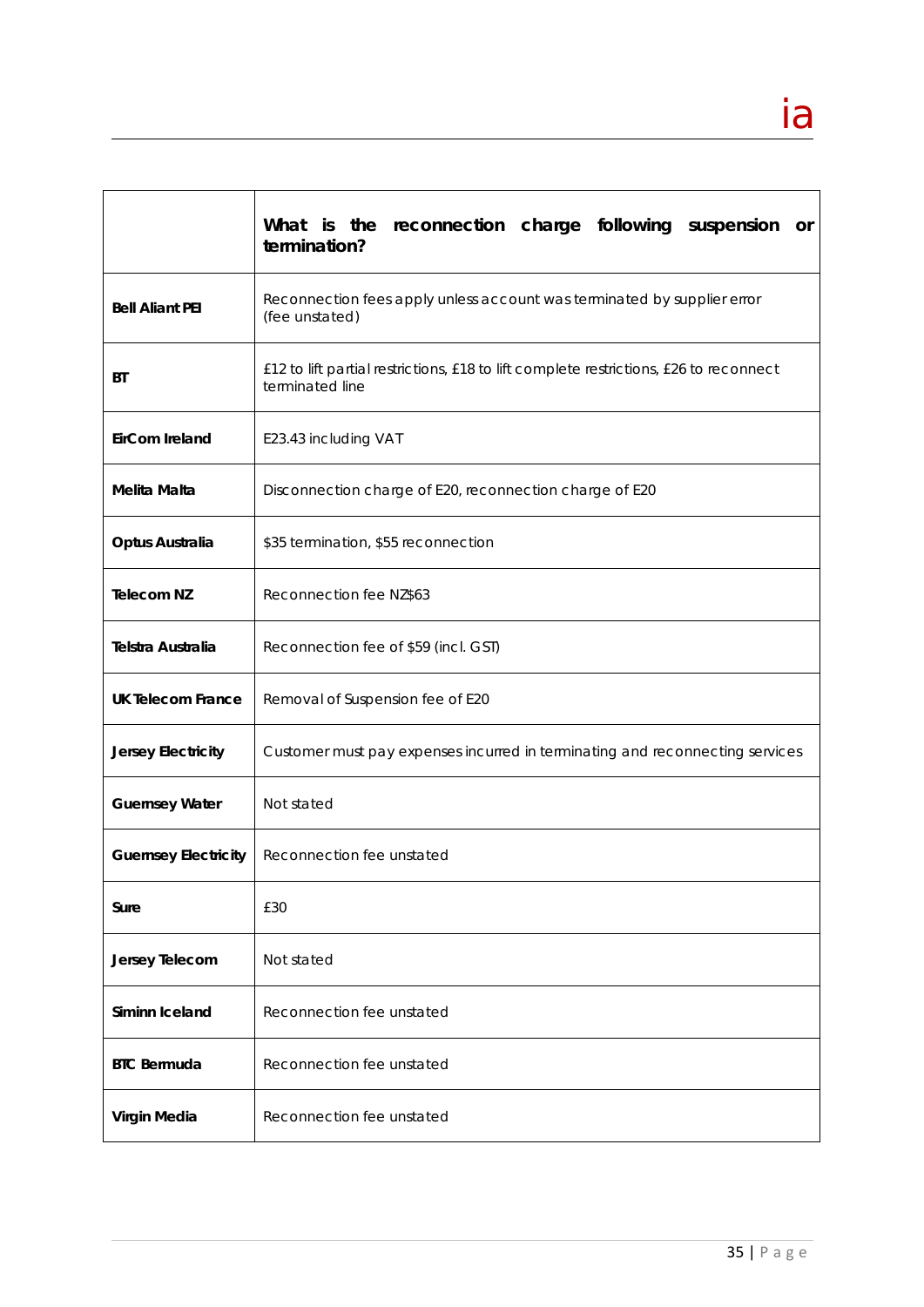| | What is the reconnection charge following suspension or termination? |
|---|---|
| **Bell Aliant PEI** | Reconnection fees apply unless account was terminated by supplier error (fee unstated) |
| **BT** | £12 to lift partial restrictions, £18 to lift complete restrictions, £26 to reconnect terminated line |
| **EirCom Ireland** | E23.43 including VAT |
| **Melita Malta** | Disconnection charge of E20, reconnection charge of E20 |
| **Optus Australia** | $35 termination, $55 reconnection |
| **Telecom NZ** | Reconnection fee NZ$63 |
| **Telstra Australia** | Reconnection fee of $59 (incl. GST) |
| **UK Telecom France** | Removal of Suspension fee of E20 |
| **Jersey Electricity** | Customer must pay expenses incurred in terminating and reconnecting services |
| **Guernsey Water** | Not stated |
| **Guernsey Electricity** | Reconnection fee unstated |
| **Sure** | £30 |
| **Jersey Telecom** | Not stated |
| **Siminn Iceland** | Reconnection fee unstated |
| **BTC Bermuda** | Reconnection fee unstated |
| **Virgin Media** | Reconnection fee unstated |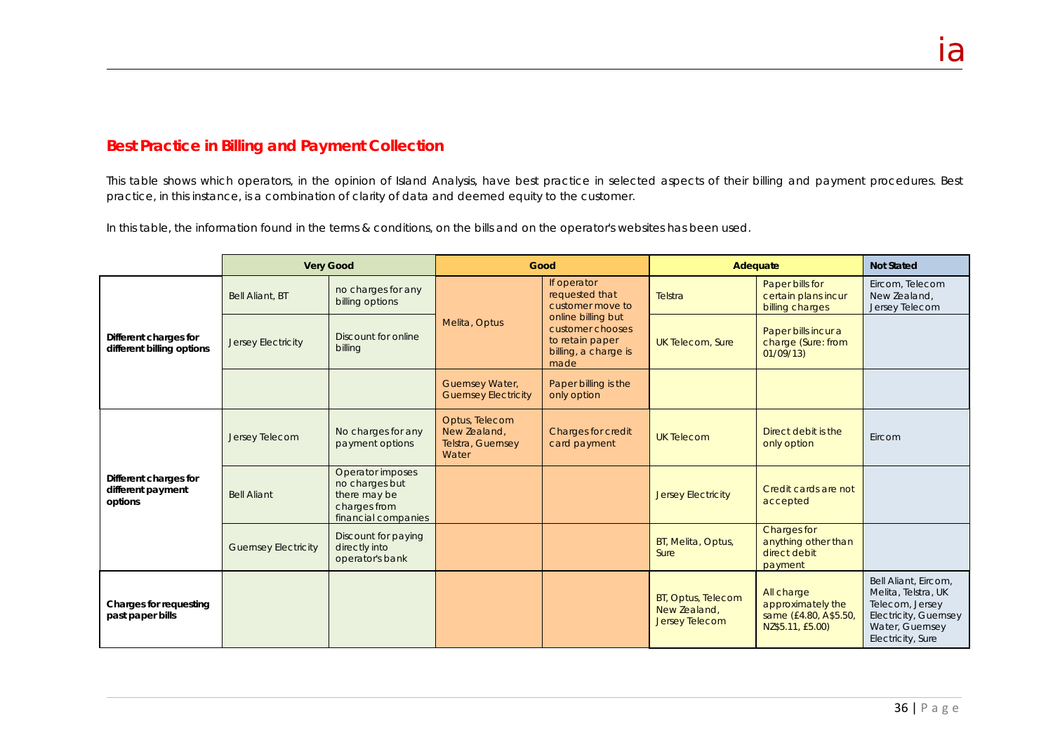## Best Practice in Billing and Payment Collection

This table shows which operators, in the opinion of Island Analysis, have best practice in selected aspects of their billing and payment procedures. Best practice, in this instance, is a combination of clarity of data and deemed equity to the customer.

In this table, the information found in the terms & conditions, on the bills and on the operator's websites has been used.

| | Very Good | | Good | | Adequate | | Not Stated |
|---|---|---|---|---|---|---|---|
| **Different charges for different billing options** | Bell Aliant, BT | no charges for any billing options | Melita, Optus | If operator requested that customer move to online billing but customer chooses to retain paper billing, a charge is made | Telstra | Paper bills for certain plans incur billing charges | Eircom, Telecom New Zealand, Jersey Telecom |
| | Jersey Electricity | Discount for online billing | | | UK Telecom, Sure | Paper bills incur a charge (Sure: from 01/09/13) | |
| | | | Guernsey Water, Guernsey Electricity | Paper billing is the only option | | | |
| **Different charges for different payment options** | Jersey Telecom | No charges for any payment options | Optus, Telecom New Zealand, Telstra, Guernsey Water | Charges for credit card payment | UK Telecom | Direct debit is the only option | Eircom |
| | Bell Aliant | Operator imposes no charges but there may be charges from financial companies | | | Jersey Electricity | Credit cards are not accepted | |
| | Guernsey Electricity | Discount for paying directly into operator's bank | | | BT, Melita, Optus, Sure | Charges for anything other than direct debit payment | |
| **Charges for requesting past paper bills** | | | | | BT, Optus, Telecom New Zealand, Jersey Telecom | All charge approximately the same (£4.80, A$5.50, NZ$5.11, £5.00) | Bell Aliant, Eircom, Melita, Telstra, UK Telecom, Jersey Electricity, Guernsey Water, Guernsey Electricity, Sure |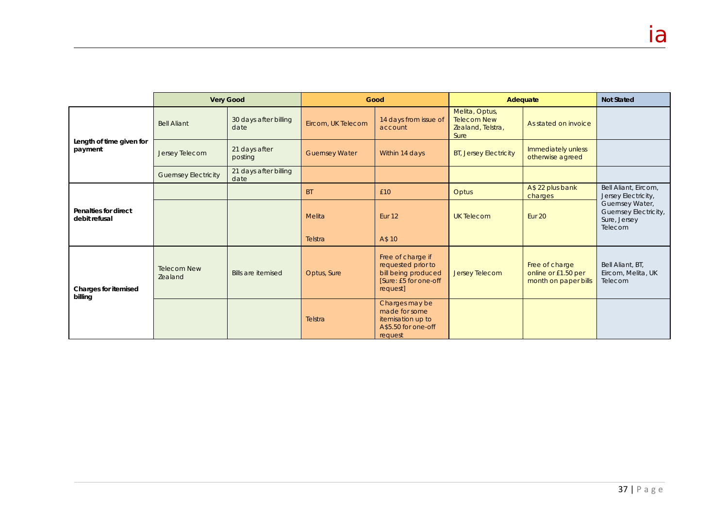| | Very Good | | Good | | Adequate | | Not Stated |
|---|---|---|---|---|---|---|---|
| **Length of time given for payment** | Bell Aliant | 30 days after billing date | Eircom, UK Telecom | 14 days from issue of account | Melita, Optus, Telecom New Zealand, Telstra, Sure | As stated on invoice | |
| | Jersey Telecom | 21 days after posting | Guernsey Water | Within 14 days | BT, Jersey Electricity | Immediately unless otherwise agreed | |
| | Guernsey Electricity | 21 days after billing date | | | | | |
| **Penalties for direct debit refusal** | | | BT | £10 | Optus | A$ 22 plus bank charges | Bell Aliant, Eircom, Jersey Electricity, Guernsey Water, Guernsey Electricity, Sure, Jersey Telecom |
| | | | Melita | Eur 12 | UK Telecom | Eur 20 | |
| | | | Telstra | A$ 10 | | | |
| **Charges for itemised billing** | Telecom New Zealand | Bills are itemised | Optus, Sure | Free of charge if requested prior to bill being produced [Sure: £5 for one-off request] | Jersey Telecom | Free of charge online or £1.50 per month on paper bills | Bell Aliant, BT, Eircom, Melita, UK Telecom |
| | | | Telstra | Charges may be made for some itemisation up to A$5.50 for one-off request | | | |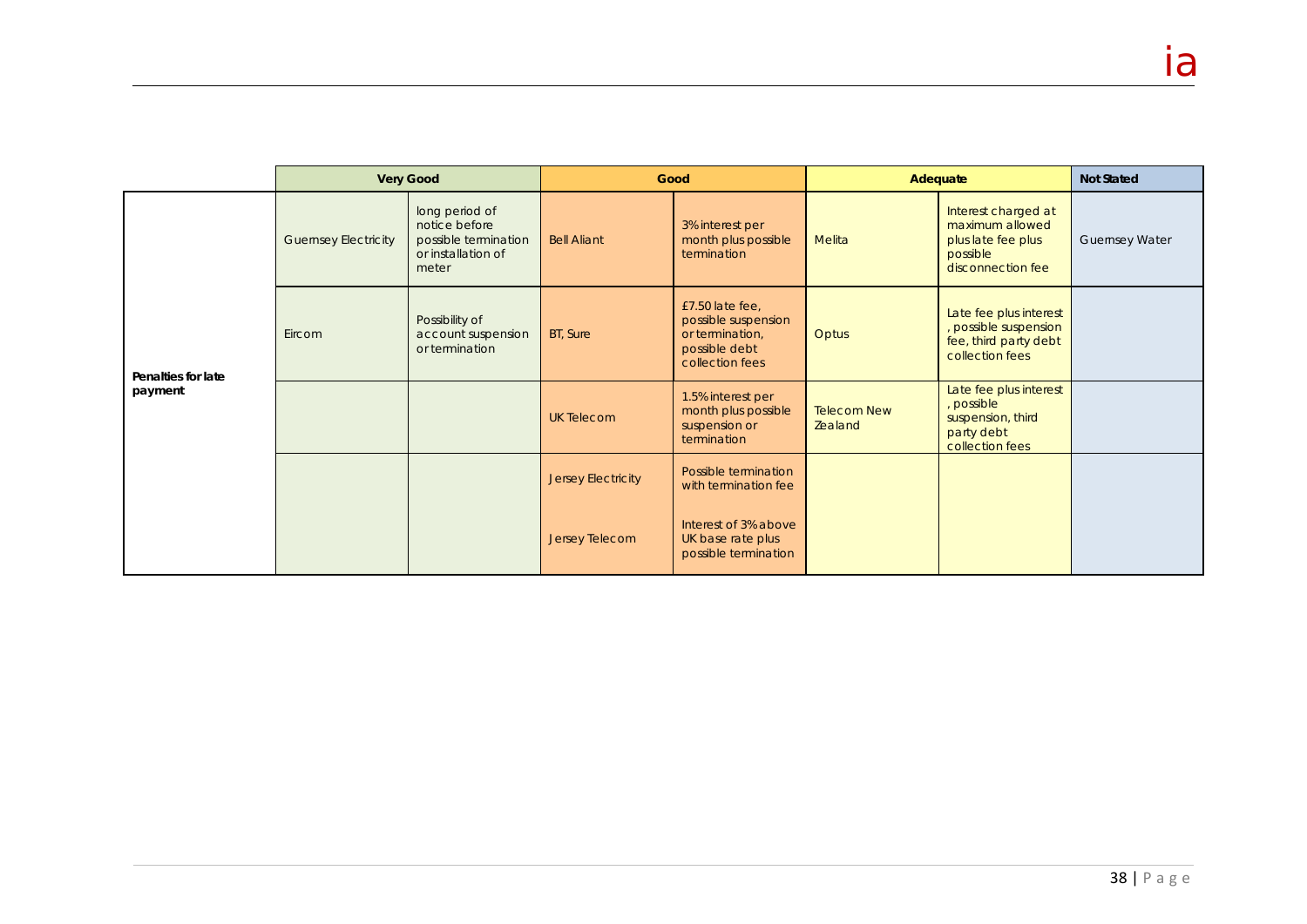| | Very Good | | Good | | Adequate | | Not Stated |
|---|---|---|---|---|---|---|---|
| Penalties for late payment | Guernsey Electricity | long period of notice before possible termination or installation of meter | Bell Aliant | 3% interest per month plus possible termination | Melita | Interest charged at maximum allowed plus late fee plus possible disconnection fee | Guernsey Water |
| | Eircom | Possibility of account suspension or termination | BT, Sure | £7.50 late fee, possible suspension or termination, possible debt collection fees | Optus | Late fee plus interest , possible suspension fee, third party debt collection fees | |
| | | | UK Telecom | 1.5% interest per month plus possible suspension or termination | Telecom New Zealand | Late fee plus interest , possible suspension, third party debt collection fees | |
| | | | Jersey Electricity | Possible termination with termination fee | | | |
| | | | Jersey Telecom | Interest of 3% above UK base rate plus possible termination | | | |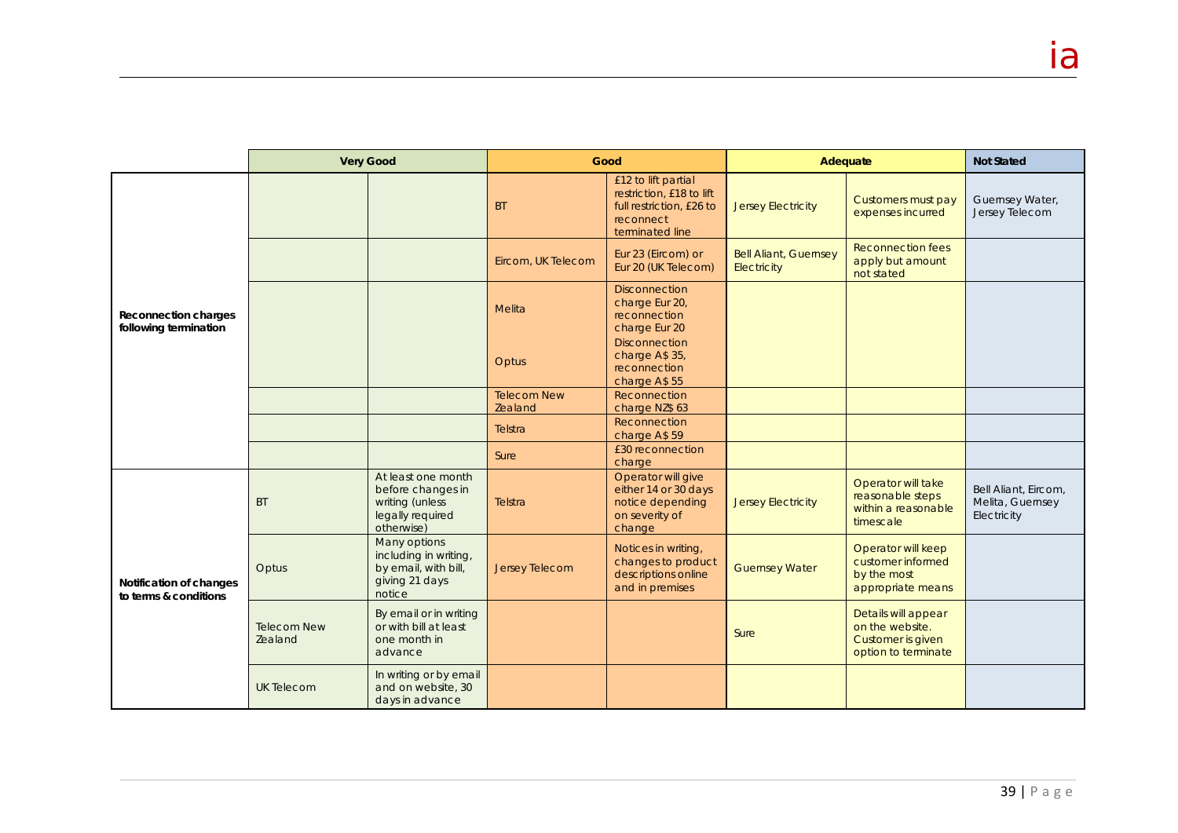| | Very Good | | Good | | Adequate | | Not Stated |
|---|---|---|---|---|---|---|---|
| Reconnection charges following termination | | | BT | £12 to lift partial restriction, £18 to lift full restriction, £26 to reconnect terminated line | Jersey Electricity | Customers must pay expenses incurred | Guernsey Water, Jersey Telecom |
| | | | Eircom, UK Telecom | Eur 23 (Eircom) or Eur 20 (UK Telecom) | Bell Aliant, Guernsey Electricity | Reconnection fees apply but amount not stated | |
| | | | Melita | Disconnection charge Eur 20, reconnection charge Eur 20 | | | |
| | | | Optus | Disconnection charge A$ 35, reconnection charge A$ 55 | | | |
| | | | Telecom New Zealand | Reconnection charge NZ$ 63 | | | |
| | | | Telstra | Reconnection charge A$ 59 | | | |
| | | | Sure | £30 reconnection charge | | | |
| Notification of changes to terms & conditions | BT | At least one month before changes in writing (unless legally required otherwise) | Telstra | Operator will give either 14 or 30 days notice depending on severity of change | Jersey Electricity | Operator will take reasonable steps within a reasonable timescale | Bell Aliant, Eircom, Melita, Guernsey Electricity |
| | Optus | Many options including in writing, by email, with bill, giving 21 days notice | Jersey Telecom | Notices in writing, changes to product descriptions online and in premises | Guernsey Water | Operator will keep customer informed by the most appropriate means | |
| | Telecom New Zealand | By email or in writing or with bill at least one month in advance | | | Sure | Details will appear on the website. Customer is given option to terminate | |
| | UK Telecom | In writing or by email and on website, 30 days in advance | | | | | |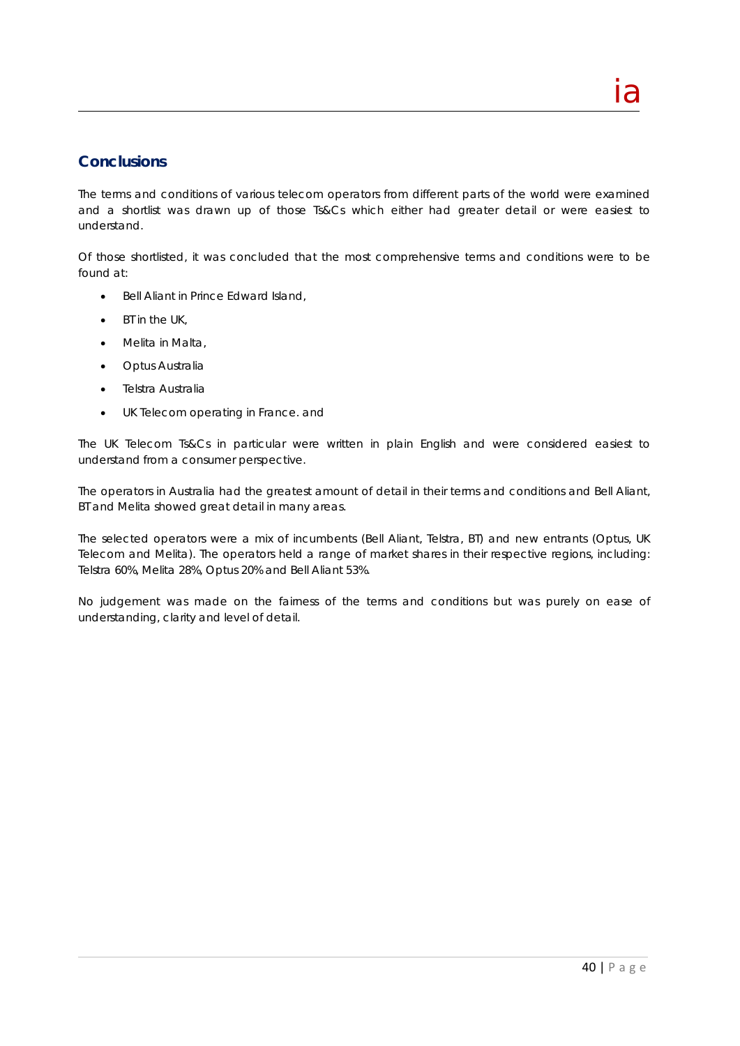## Conclusions

The terms and conditions of various telecom operators from different parts of the world were examined and a shortlist was drawn up of those Ts&Cs which either had greater detail or were easiest to understand.

Of those shortlisted, it was concluded that the most comprehensive terms and conditions were to be found at:

- Bell Aliant in Prince Edward Island,
- BT in the UK,
- Melita in Malta,
- Optus Australia
- Telstra Australia
- UK Telecom operating in France. and

The UK Telecom Ts&Cs in particular were written in plain English and were considered easiest to understand from a consumer perspective.

The operators in Australia had the greatest amount of detail in their terms and conditions and Bell Aliant, BT and Melita showed great detail in many areas.

The selected operators were a mix of incumbents (Bell Aliant, Telstra, BT) and new entrants (Optus, UK Telecom and Melita). The operators held a range of market shares in their respective regions, including: Telstra 60%, Melita 28%, Optus 20% and Bell Aliant 53%.

No judgement was made on the fairness of the terms and conditions but was purely on ease of understanding, clarity and level of detail.